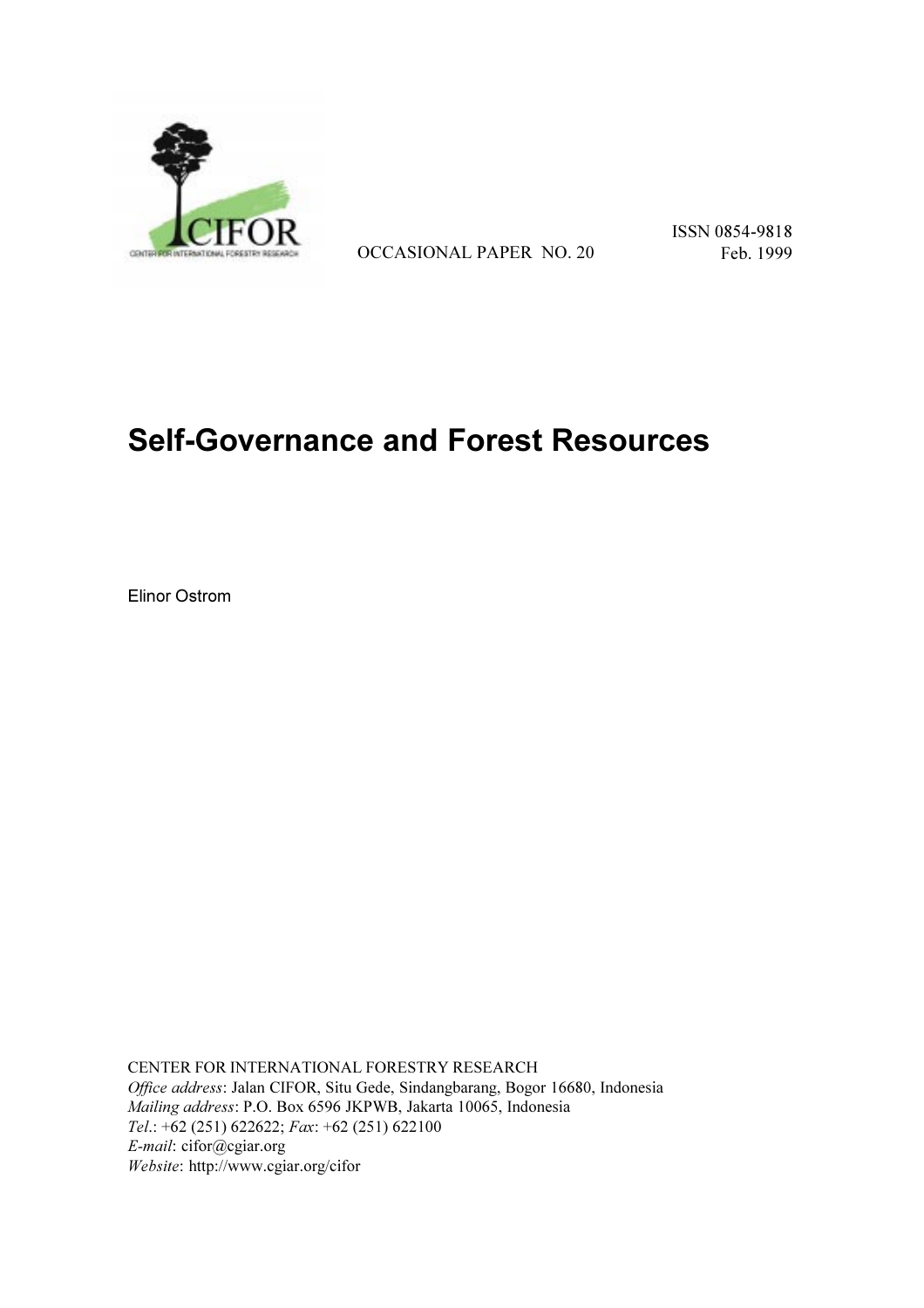OCCASIONAL PAPER NO. 20

ISSN 0854-9818
Feb. 1999

# Self-Governance and Forest Resources

Elinor Ostrom

CENTER FOR INTERNATIONAL FORESTRY RESEARCH
*Office address*: Jalan CIFOR, Situ Gede, Sindangbarang, Bogor 16680, Indonesia
*Mailing address*: P.O. Box 6596 JKPWB, Jakarta 10065, Indonesia
*Tel.*: +62 (251) 622622; *Fax*: +62 (251) 622100
*E-mail*: cifor@cgiar.org
*Website*: http://www.cgiar.org/cifor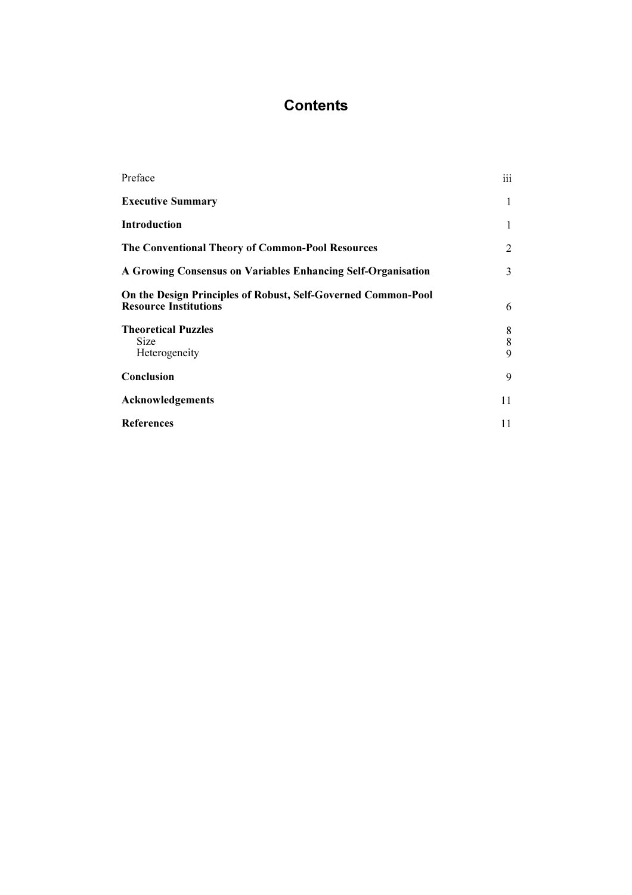# Contents

| | |
|---|---|
| Preface | iii |
| **Executive Summary** | 1 |
| **Introduction** | 1 |
| **The Conventional Theory of Common-Pool Resources** | 2 |
| **A Growing Consensus on Variables Enhancing Self-Organisation** | 3 |
| **On the Design Principles of Robust, Self-Governed Common-Pool Resource Institutions** | 6 |
| **Theoretical Puzzles** | 8 |
| Size | 8 |
| Heterogeneity | 9 |
| **Conclusion** | 9 |
| **Acknowledgements** | 11 |
| **References** | 11 |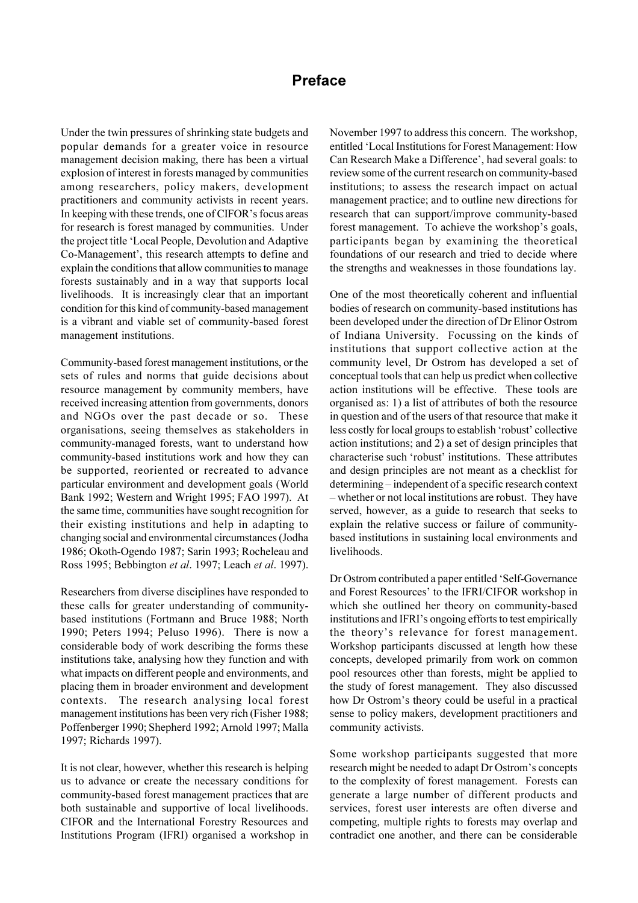# Preface

Under the twin pressures of shrinking state budgets and popular demands for a greater voice in resource management decision making, there has been a virtual explosion of interest in forests managed by communities among researchers, policy makers, development practitioners and community activists in recent years. In keeping with these trends, one of CIFOR's focus areas for research is forest managed by communities. Under the project title 'Local People, Devolution and Adaptive Co-Management', this research attempts to define and explain the conditions that allow communities to manage forests sustainably and in a way that supports local livelihoods. It is increasingly clear that an important condition for this kind of community-based management is a vibrant and viable set of community-based forest management institutions.

Community-based forest management institutions, or the sets of rules and norms that guide decisions about resource management by community members, have received increasing attention from governments, donors and NGOs over the past decade or so. These organisations, seeing themselves as stakeholders in community-managed forests, want to understand how community-based institutions work and how they can be supported, reoriented or recreated to advance particular environment and development goals (World Bank 1992; Western and Wright 1995; FAO 1997). At the same time, communities have sought recognition for their existing institutions and help in adapting to changing social and environmental circumstances (Jodha 1986; Okoth-Ogendo 1987; Sarin 1993; Rocheleau and Ross 1995; Bebbington *et al*. 1997; Leach *et al*. 1997).

Researchers from diverse disciplines have responded to these calls for greater understanding of community-based institutions (Fortmann and Bruce 1988; North 1990; Peters 1994; Peluso 1996). There is now a considerable body of work describing the forms these institutions take, analysing how they function and with what impacts on different people and environments, and placing them in broader environment and development contexts. The research analysing local forest management institutions has been very rich (Fisher 1988; Poffenberger 1990; Shepherd 1992; Arnold 1997; Malla 1997; Richards 1997).

It is not clear, however, whether this research is helping us to advance or create the necessary conditions for community-based forest management practices that are both sustainable and supportive of local livelihoods. CIFOR and the International Forestry Resources and Institutions Program (IFRI) organised a workshop in November 1997 to address this concern. The workshop, entitled 'Local Institutions for Forest Management: How Can Research Make a Difference', had several goals: to review some of the current research on community-based institutions; to assess the research impact on actual management practice; and to outline new directions for research that can support/improve community-based forest management. To achieve the workshop's goals, participants began by examining the theoretical foundations of our research and tried to decide where the strengths and weaknesses in those foundations lay.

One of the most theoretically coherent and influential bodies of research on community-based institutions has been developed under the direction of Dr Elinor Ostrom of Indiana University. Focussing on the kinds of institutions that support collective action at the community level, Dr Ostrom has developed a set of conceptual tools that can help us predict when collective action institutions will be effective. These tools are organised as: 1) a list of attributes of both the resource in question and of the users of that resource that make it less costly for local groups to establish 'robust' collective action institutions; and 2) a set of design principles that characterise such 'robust' institutions. These attributes and design principles are not meant as a checklist for determining – independent of a specific research context – whether or not local institutions are robust. They have served, however, as a guide to research that seeks to explain the relative success or failure of community-based institutions in sustaining local environments and livelihoods.

Dr Ostrom contributed a paper entitled 'Self-Governance and Forest Resources' to the IFRI/CIFOR workshop in which she outlined her theory on community-based institutions and IFRI's ongoing efforts to test empirically the theory's relevance for forest management. Workshop participants discussed at length how these concepts, developed primarily from work on common pool resources other than forests, might be applied to the study of forest management. They also discussed how Dr Ostrom's theory could be useful in a practical sense to policy makers, development practitioners and community activists.

Some workshop participants suggested that more research might be needed to adapt Dr Ostrom's concepts to the complexity of forest management. Forests can generate a large number of different products and services, forest user interests are often diverse and competing, multiple rights to forests may overlap and contradict one another, and there can be considerable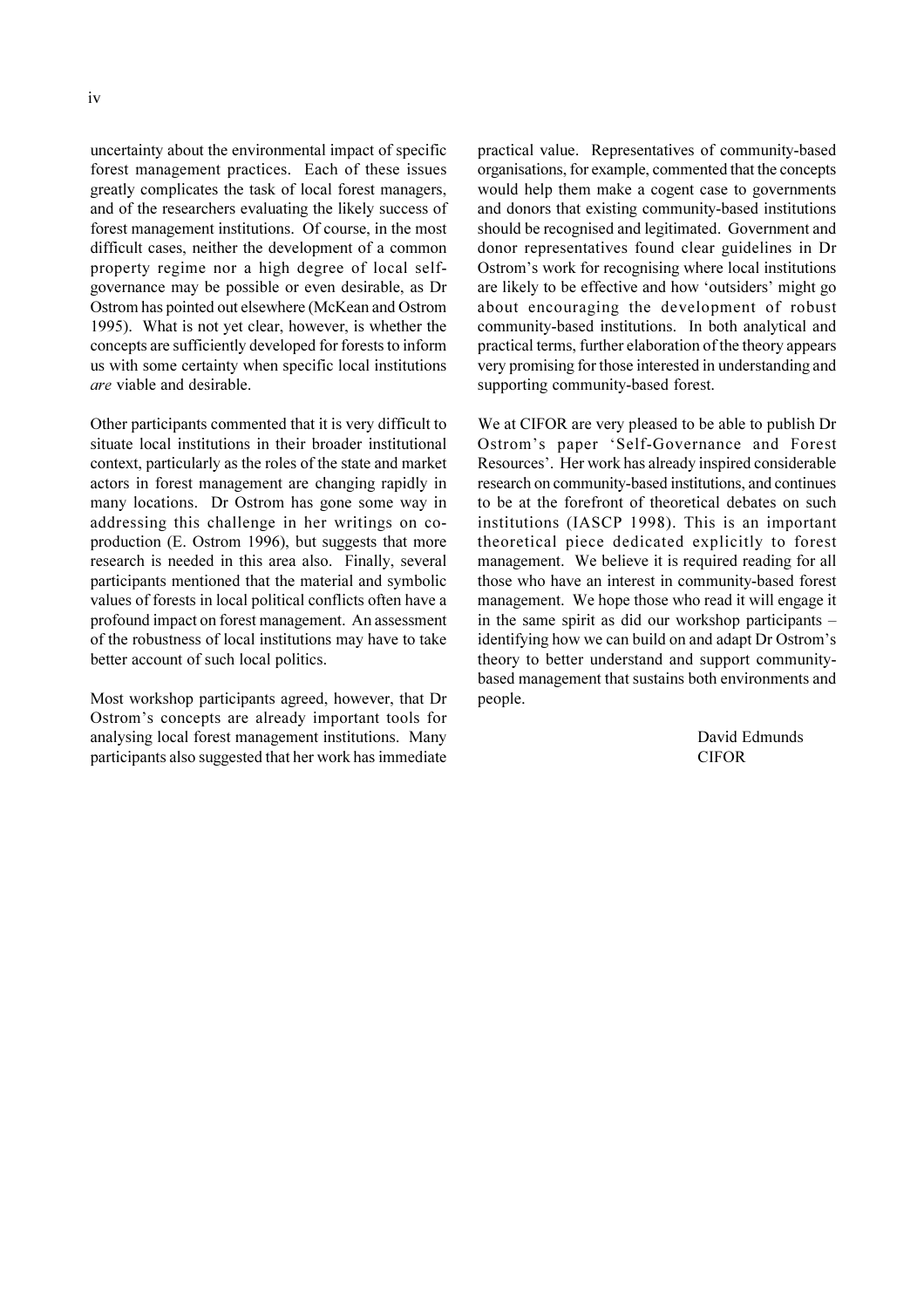uncertainty about the environmental impact of specific forest management practices. Each of these issues greatly complicates the task of local forest managers, and of the researchers evaluating the likely success of forest management institutions. Of course, in the most difficult cases, neither the development of a common property regime nor a high degree of local self-governance may be possible or even desirable, as Dr Ostrom has pointed out elsewhere (McKean and Ostrom 1995). What is not yet clear, however, is whether the concepts are sufficiently developed for forests to inform us with some certainty when specific local institutions *are* viable and desirable.

Other participants commented that it is very difficult to situate local institutions in their broader institutional context, particularly as the roles of the state and market actors in forest management are changing rapidly in many locations. Dr Ostrom has gone some way in addressing this challenge in her writings on co-production (E. Ostrom 1996), but suggests that more research is needed in this area also. Finally, several participants mentioned that the material and symbolic values of forests in local political conflicts often have a profound impact on forest management. An assessment of the robustness of local institutions may have to take better account of such local politics.

Most workshop participants agreed, however, that Dr Ostrom's concepts are already important tools for analysing local forest management institutions. Many participants also suggested that her work has immediate practical value. Representatives of community-based organisations, for example, commented that the concepts would help them make a cogent case to governments and donors that existing community-based institutions should be recognised and legitimated. Government and donor representatives found clear guidelines in Dr Ostrom's work for recognising where local institutions are likely to be effective and how 'outsiders' might go about encouraging the development of robust community-based institutions. In both analytical and practical terms, further elaboration of the theory appears very promising for those interested in understanding and supporting community-based forest.

We at CIFOR are very pleased to be able to publish Dr Ostrom's paper 'Self-Governance and Forest Resources'. Her work has already inspired considerable research on community-based institutions, and continues to be at the forefront of theoretical debates on such institutions (IASCP 1998). This is an important theoretical piece dedicated explicitly to forest management. We believe it is required reading for all those who have an interest in community-based forest management. We hope those who read it will engage it in the same spirit as did our workshop participants – identifying how we can build on and adapt Dr Ostrom's theory to better understand and support community-based management that sustains both environments and people.

David Edmunds
CIFOR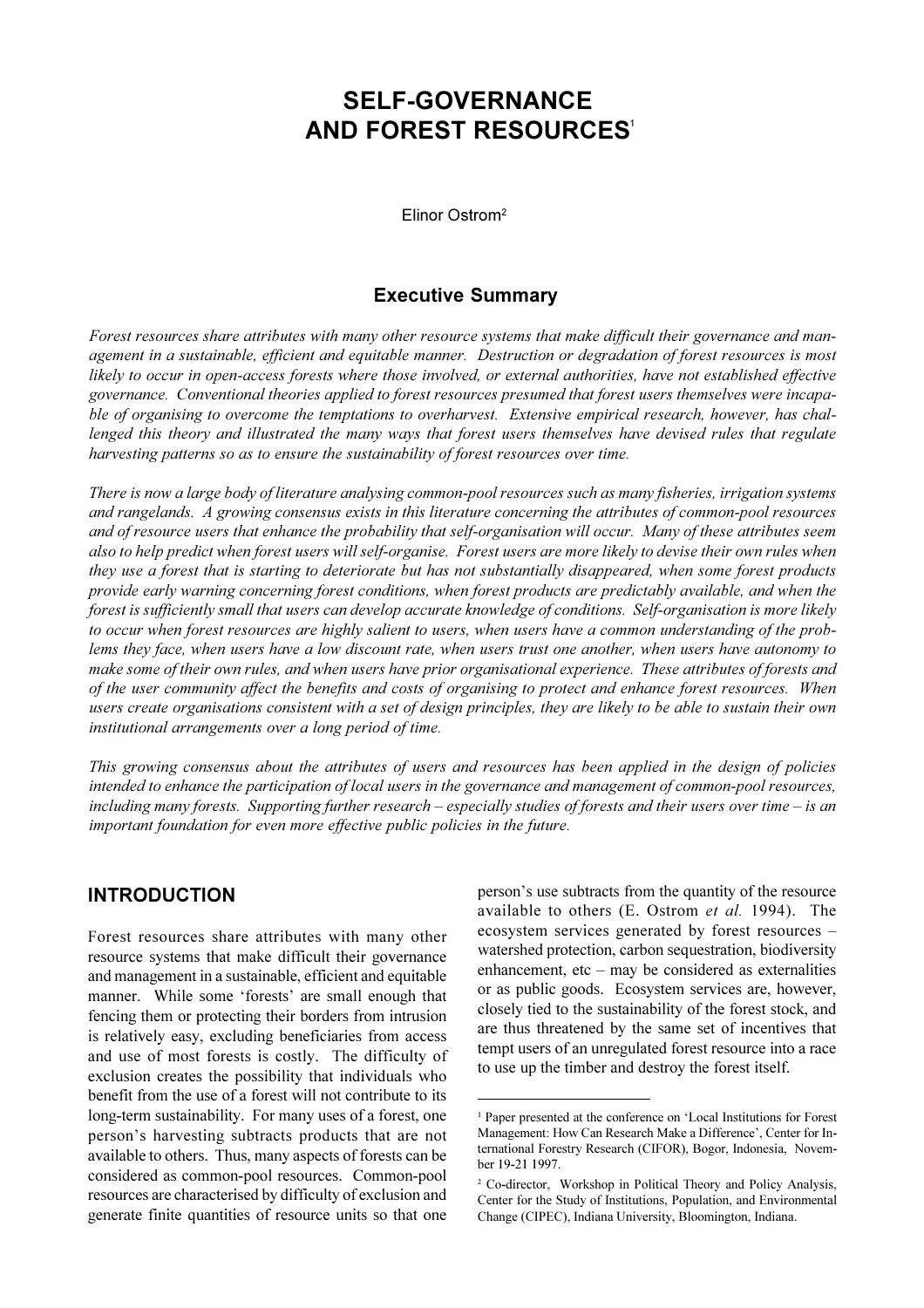# SELF-GOVERNANCE AND FOREST RESOURCES[1]

Elinor Ostrom[2]

## Executive Summary

*Forest resources share attributes with many other resource systems that make difficult their governance and management in a sustainable, efficient and equitable manner. Destruction or degradation of forest resources is most likely to occur in open-access forests where those involved, or external authorities, have not established effective governance. Conventional theories applied to forest resources presumed that forest users themselves were incapable of organising to overcome the temptations to overharvest. Extensive empirical research, however, has challenged this theory and illustrated the many ways that forest users themselves have devised rules that regulate harvesting patterns so as to ensure the sustainability of forest resources over time.*

*There is now a large body of literature analysing common-pool resources such as many fisheries, irrigation systems and rangelands. A growing consensus exists in this literature concerning the attributes of common-pool resources and of resource users that enhance the probability that self-organisation will occur. Many of these attributes seem also to help predict when forest users will self-organise. Forest users are more likely to devise their own rules when they use a forest that is starting to deteriorate but has not substantially disappeared, when some forest products provide early warning concerning forest conditions, when forest products are predictably available, and when the forest is sufficiently small that users can develop accurate knowledge of conditions. Self-organisation is more likely to occur when forest resources are highly salient to users, when users have a common understanding of the problems they face, when users have a low discount rate, when users trust one another, when users have autonomy to make some of their own rules, and when users have prior organisational experience. These attributes of forests and of the user community affect the benefits and costs of organising to protect and enhance forest resources. When users create organisations consistent with a set of design principles, they are likely to be able to sustain their own institutional arrangements over a long period of time.*

*This growing consensus about the attributes of users and resources has been applied in the design of policies intended to enhance the participation of local users in the governance and management of common-pool resources, including many forests. Supporting further research – especially studies of forests and their users over time – is an important foundation for even more effective public policies in the future.*

## INTRODUCTION

Forest resources share attributes with many other resource systems that make difficult their governance and management in a sustainable, efficient and equitable manner. While some 'forests' are small enough that fencing them or protecting their borders from intrusion is relatively easy, excluding beneficiaries from access and use of most forests is costly. The difficulty of exclusion creates the possibility that individuals who benefit from the use of a forest will not contribute to its long-term sustainability. For many uses of a forest, one person's harvesting subtracts products that are not available to others. Thus, many aspects of forests can be considered as common-pool resources. Common-pool resources are characterised by difficulty of exclusion and generate finite quantities of resource units so that one person's use subtracts from the quantity of the resource available to others (E. Ostrom *et al.* 1994). The ecosystem services generated by forest resources – watershed protection, carbon sequestration, biodiversity enhancement, etc – may be considered as externalities or as public goods. Ecosystem services are, however, closely tied to the sustainability of the forest stock, and are thus threatened by the same set of incentives that tempt users of an unregulated forest resource into a race to use up the timber and destroy the forest itself.

---

[1] Paper presented at the conference on 'Local Institutions for Forest Management: How Can Research Make a Difference', Center for International Forestry Research (CIFOR), Bogor, Indonesia, November 19-21 1997.

[2] Co-director, Workshop in Political Theory and Policy Analysis, Center for the Study of Institutions, Population, and Environmental Change (CIPEC), Indiana University, Bloomington, Indiana.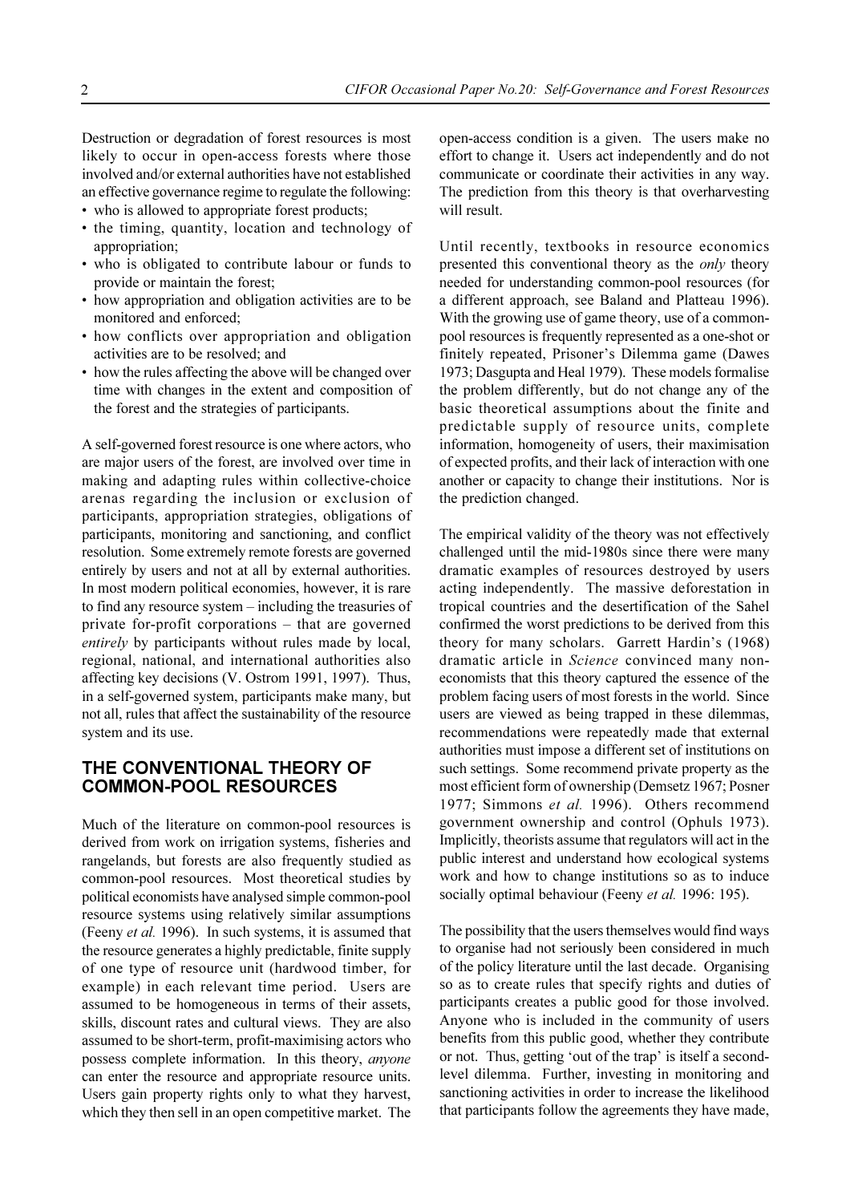Destruction or degradation of forest resources is most likely to occur in open-access forests where those involved and/or external authorities have not established an effective governance regime to regulate the following:

- who is allowed to appropriate forest products;
- the timing, quantity, location and technology of appropriation;
- who is obligated to contribute labour or funds to provide or maintain the forest;
- how appropriation and obligation activities are to be monitored and enforced;
- how conflicts over appropriation and obligation activities are to be resolved; and
- how the rules affecting the above will be changed over time with changes in the extent and composition of the forest and the strategies of participants.

A self-governed forest resource is one where actors, who are major users of the forest, are involved over time in making and adapting rules within collective-choice arenas regarding the inclusion or exclusion of participants, appropriation strategies, obligations of participants, monitoring and sanctioning, and conflict resolution. Some extremely remote forests are governed entirely by users and not at all by external authorities. In most modern political economies, however, it is rare to find any resource system – including the treasuries of private for-profit corporations – that are governed *entirely* by participants without rules made by local, regional, national, and international authorities also affecting key decisions (V. Ostrom 1991, 1997). Thus, in a self-governed system, participants make many, but not all, rules that affect the sustainability of the resource system and its use.

## THE CONVENTIONAL THEORY OF COMMON-POOL RESOURCES

Much of the literature on common-pool resources is derived from work on irrigation systems, fisheries and rangelands, but forests are also frequently studied as common-pool resources. Most theoretical studies by political economists have analysed simple common-pool resource systems using relatively similar assumptions (Feeny *et al.* 1996). In such systems, it is assumed that the resource generates a highly predictable, finite supply of one type of resource unit (hardwood timber, for example) in each relevant time period. Users are assumed to be homogeneous in terms of their assets, skills, discount rates and cultural views. They are also assumed to be short-term, profit-maximising actors who possess complete information. In this theory, *anyone* can enter the resource and appropriate resource units. Users gain property rights only to what they harvest, which they then sell in an open competitive market. The open-access condition is a given. The users make no effort to change it. Users act independently and do not communicate or coordinate their activities in any way. The prediction from this theory is that overharvesting will result.

Until recently, textbooks in resource economics presented this conventional theory as the *only* theory needed for understanding common-pool resources (for a different approach, see Baland and Platteau 1996). With the growing use of game theory, use of a common-pool resources is frequently represented as a one-shot or finitely repeated, Prisoner's Dilemma game (Dawes 1973; Dasgupta and Heal 1979). These models formalise the problem differently, but do not change any of the basic theoretical assumptions about the finite and predictable supply of resource units, complete information, homogeneity of users, their maximisation of expected profits, and their lack of interaction with one another or capacity to change their institutions. Nor is the prediction changed.

The empirical validity of the theory was not effectively challenged until the mid-1980s since there were many dramatic examples of resources destroyed by users acting independently. The massive deforestation in tropical countries and the desertification of the Sahel confirmed the worst predictions to be derived from this theory for many scholars. Garrett Hardin's (1968) dramatic article in *Science* convinced many non-economists that this theory captured the essence of the problem facing users of most forests in the world. Since users are viewed as being trapped in these dilemmas, recommendations were repeatedly made that external authorities must impose a different set of institutions on such settings. Some recommend private property as the most efficient form of ownership (Demsetz 1967; Posner 1977; Simmons *et al.* 1996). Others recommend government ownership and control (Ophuls 1973). Implicitly, theorists assume that regulators will act in the public interest and understand how ecological systems work and how to change institutions so as to induce socially optimal behaviour (Feeny *et al.* 1996: 195).

The possibility that the users themselves would find ways to organise had not seriously been considered in much of the policy literature until the last decade. Organising so as to create rules that specify rights and duties of participants creates a public good for those involved. Anyone who is included in the community of users benefits from this public good, whether they contribute or not. Thus, getting 'out of the trap' is itself a second-level dilemma. Further, investing in monitoring and sanctioning activities in order to increase the likelihood that participants follow the agreements they have made,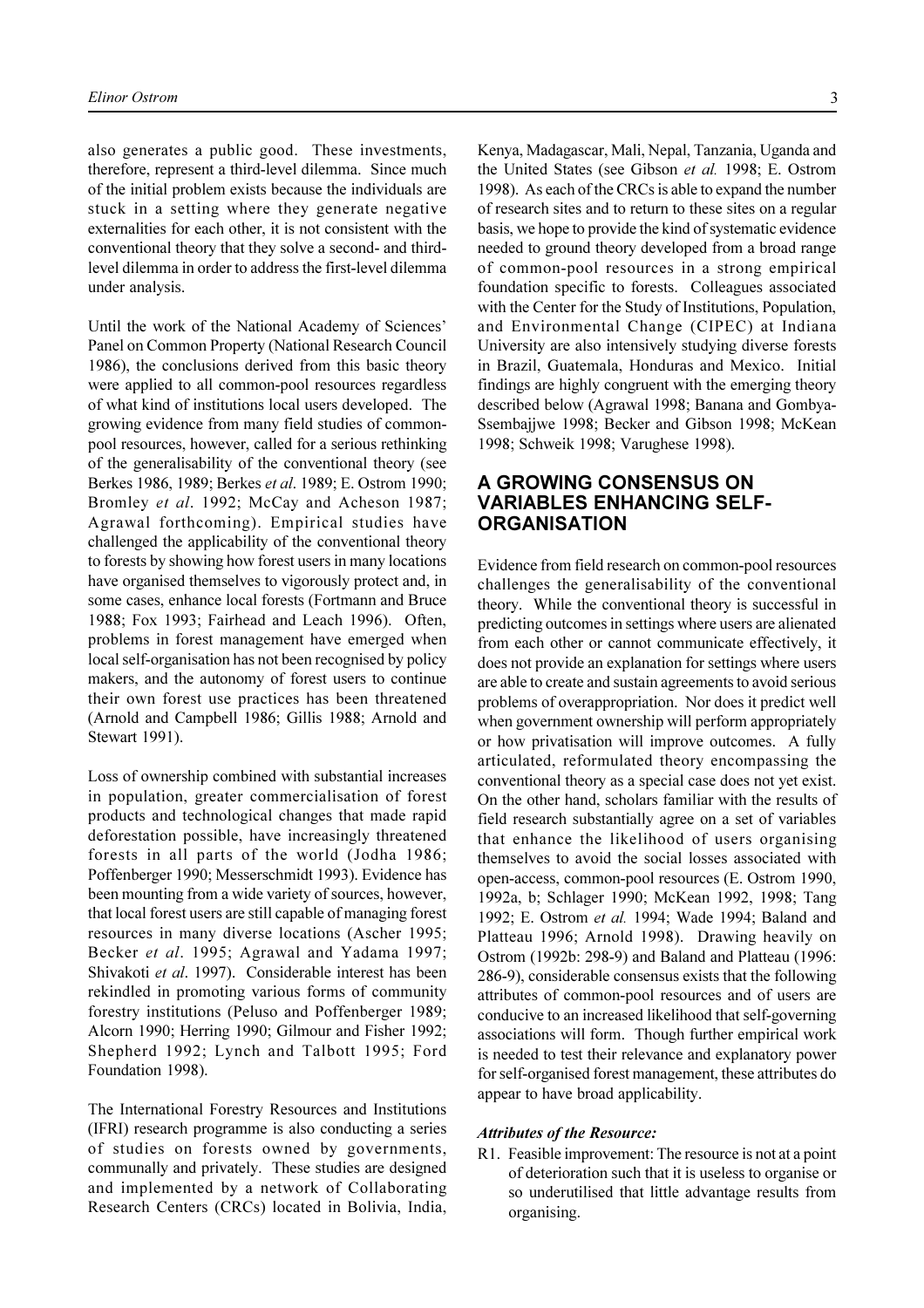also generates a public good. These investments, therefore, represent a third-level dilemma. Since much of the initial problem exists because the individuals are stuck in a setting where they generate negative externalities for each other, it is not consistent with the conventional theory that they solve a second- and third-level dilemma in order to address the first-level dilemma under analysis.

Until the work of the National Academy of Sciences' Panel on Common Property (National Research Council 1986), the conclusions derived from this basic theory were applied to all common-pool resources regardless of what kind of institutions local users developed. The growing evidence from many field studies of common-pool resources, however, called for a serious rethinking of the generalisability of the conventional theory (see Berkes 1986, 1989; Berkes *et al*. 1989; E. Ostrom 1990; Bromley *et al*. 1992; McCay and Acheson 1987; Agrawal forthcoming). Empirical studies have challenged the applicability of the conventional theory to forests by showing how forest users in many locations have organised themselves to vigorously protect and, in some cases, enhance local forests (Fortmann and Bruce 1988; Fox 1993; Fairhead and Leach 1996). Often, problems in forest management have emerged when local self-organisation has not been recognised by policy makers, and the autonomy of forest users to continue their own forest use practices has been threatened (Arnold and Campbell 1986; Gillis 1988; Arnold and Stewart 1991).

Loss of ownership combined with substantial increases in population, greater commercialisation of forest products and technological changes that made rapid deforestation possible, have increasingly threatened forests in all parts of the world (Jodha 1986; Poffenberger 1990; Messerschmidt 1993). Evidence has been mounting from a wide variety of sources, however, that local forest users are still capable of managing forest resources in many diverse locations (Ascher 1995; Becker *et al*. 1995; Agrawal and Yadama 1997; Shivakoti *et al*. 1997). Considerable interest has been rekindled in promoting various forms of community forestry institutions (Peluso and Poffenberger 1989; Alcorn 1990; Herring 1990; Gilmour and Fisher 1992; Shepherd 1992; Lynch and Talbott 1995; Ford Foundation 1998).

The International Forestry Resources and Institutions (IFRI) research programme is also conducting a series of studies on forests owned by governments, communally and privately. These studies are designed and implemented by a network of Collaborating Research Centers (CRCs) located in Bolivia, India, Kenya, Madagascar, Mali, Nepal, Tanzania, Uganda and the United States (see Gibson *et al.* 1998; E. Ostrom 1998). As each of the CRCs is able to expand the number of research sites and to return to these sites on a regular basis, we hope to provide the kind of systematic evidence needed to ground theory developed from a broad range of common-pool resources in a strong empirical foundation specific to forests. Colleagues associated with the Center for the Study of Institutions, Population, and Environmental Change (CIPEC) at Indiana University are also intensively studying diverse forests in Brazil, Guatemala, Honduras and Mexico. Initial findings are highly congruent with the emerging theory described below (Agrawal 1998; Banana and Gombya-Ssembajjwe 1998; Becker and Gibson 1998; McKean 1998; Schweik 1998; Varughese 1998).

## A GROWING CONSENSUS ON VARIABLES ENHANCING SELF-ORGANISATION

Evidence from field research on common-pool resources challenges the generalisability of the conventional theory. While the conventional theory is successful in predicting outcomes in settings where users are alienated from each other or cannot communicate effectively, it does not provide an explanation for settings where users are able to create and sustain agreements to avoid serious problems of overappropriation. Nor does it predict well when government ownership will perform appropriately or how privatisation will improve outcomes. A fully articulated, reformulated theory encompassing the conventional theory as a special case does not yet exist. On the other hand, scholars familiar with the results of field research substantially agree on a set of variables that enhance the likelihood of users organising themselves to avoid the social losses associated with open-access, common-pool resources (E. Ostrom 1990, 1992a, b; Schlager 1990; McKean 1992, 1998; Tang 1992; E. Ostrom *et al.* 1994; Wade 1994; Baland and Platteau 1996; Arnold 1998). Drawing heavily on Ostrom (1992b: 298-9) and Baland and Platteau (1996: 286-9), considerable consensus exists that the following attributes of common-pool resources and of users are conducive to an increased likelihood that self-governing associations will form. Though further empirical work is needed to test their relevance and explanatory power for self-organised forest management, these attributes do appear to have broad applicability.

#### *Attributes of the Resource:*

R1. Feasible improvement: The resource is not at a point of deterioration such that it is useless to organise or so underutilised that little advantage results from organising.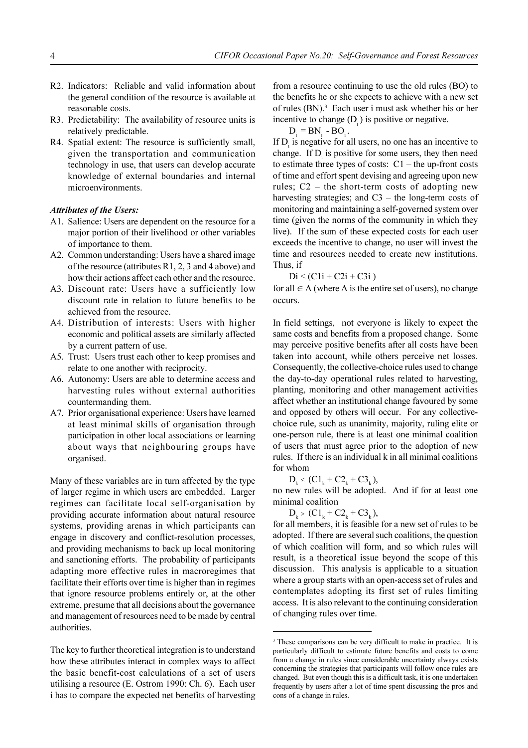R2. Indicators: Reliable and valid information about the general condition of the resource is available at reasonable costs.

R3. Predictability: The availability of resource units is relatively predictable.

R4. Spatial extent: The resource is sufficiently small, given the transportation and communication technology in use, that users can develop accurate knowledge of external boundaries and internal microenvironments.

***Attributes of the Users:***

A1. Salience: Users are dependent on the resource for a major portion of their livelihood or other variables of importance to them.

A2. Common understanding: Users have a shared image of the resource (attributes R1, 2, 3 and 4 above) and how their actions affect each other and the resource.

A3. Discount rate: Users have a sufficiently low discount rate in relation to future benefits to be achieved from the resource.

A4. Distribution of interests: Users with higher economic and political assets are similarly affected by a current pattern of use.

A5. Trust: Users trust each other to keep promises and relate to one another with reciprocity.

A6. Autonomy: Users are able to determine access and harvesting rules without external authorities countermanding them.

A7. Prior organisational experience: Users have learned at least minimal skills of organisation through participation in other local associations or learning about ways that neighbouring groups have organised.

Many of these variables are in turn affected by the type of larger regime in which users are embedded. Larger regimes can facilitate local self-organisation by providing accurate information about natural resource systems, providing arenas in which participants can engage in discovery and conflict-resolution processes, and providing mechanisms to back up local monitoring and sanctioning efforts. The probability of participants adapting more effective rules in macroregimes that facilitate their efforts over time is higher than in regimes that ignore resource problems entirely or, at the other extreme, presume that all decisions about the governance and management of resources need to be made by central authorities.

The key to further theoretical integration is to understand how these attributes interact in complex ways to affect the basic benefit-cost calculations of a set of users utilising a resource (E. Ostrom 1990: Ch. 6). Each user i has to compare the expected net benefits of harvesting from a resource continuing to use the old rules (BO) to the benefits he or she expects to achieve with a new set of rules (BN).[3] Each user i must ask whether his or her incentive to change ($D_i$) is positive or negative.

$$D_i = BN_i - BO_i.$$

If $D_i$ is negative for all users, no one has an incentive to change. If $D_i$ is positive for some users, they then need to estimate three types of costs: C1 – the up-front costs of time and effort spent devising and agreeing upon new rules; C2 – the short-term costs of adopting new harvesting strategies; and C3 – the long-term costs of monitoring and maintaining a self-governed system over time (given the norms of the community in which they live). If the sum of these expected costs for each user exceeds the incentive to change, no user will invest the time and resources needed to create new institutions. Thus, if

$$Di < (C1i + C2i + C3i)$$

for all $\in$ A (where A is the entire set of users), no change occurs.

In field settings, not everyone is likely to expect the same costs and benefits from a proposed change. Some may perceive positive benefits after all costs have been taken into account, while others perceive net losses. Consequently, the collective-choice rules used to change the day-to-day operational rules related to harvesting, planting, monitoring and other management activities affect whether an institutional change favoured by some and opposed by others will occur. For any collective-choice rule, such as unanimity, majority, ruling elite or one-person rule, there is at least one minimal coalition of users that must agree prior to the adoption of new rules. If there is an individual k in all minimal coalitions for whom

$$D_k \leq (C1_k + C2_k + C3_k),$$

no new rules will be adopted. And if for at least one minimal coalition

$$D_k > (C1_k + C2_k + C3_k),$$

for all members, it is feasible for a new set of rules to be adopted. If there are several such coalitions, the question of which coalition will form, and so which rules will result, is a theoretical issue beyond the scope of this discussion. This analysis is applicable to a situation where a group starts with an open-access set of rules and contemplates adopting its first set of rules limiting access. It is also relevant to the continuing consideration of changing rules over time.

---

[3] These comparisons can be very difficult to make in practice. It is particularly difficult to estimate future benefits and costs to come from a change in rules since considerable uncertainty always exists concerning the strategies that participants will follow once rules are changed. But even though this is a difficult task, it is one undertaken frequently by users after a lot of time spent discussing the pros and cons of a change in rules.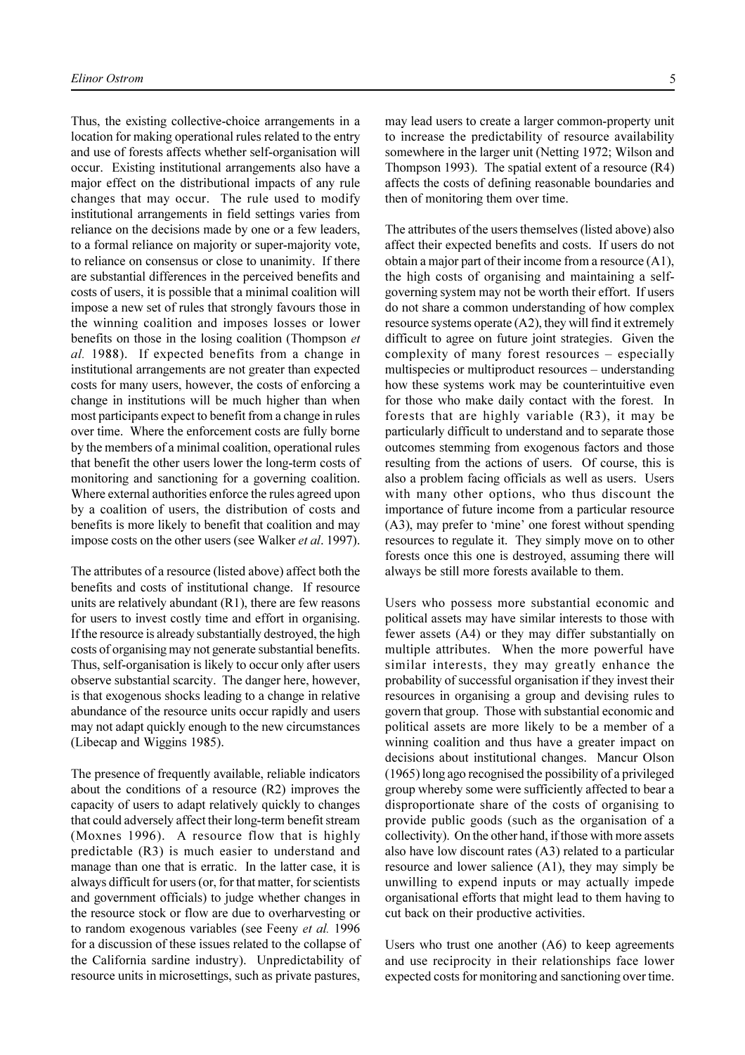Thus, the existing collective-choice arrangements in a location for making operational rules related to the entry and use of forests affects whether self-organisation will occur. Existing institutional arrangements also have a major effect on the distributional impacts of any rule changes that may occur. The rule used to modify institutional arrangements in field settings varies from reliance on the decisions made by one or a few leaders, to a formal reliance on majority or super-majority vote, to reliance on consensus or close to unanimity. If there are substantial differences in the perceived benefits and costs of users, it is possible that a minimal coalition will impose a new set of rules that strongly favours those in the winning coalition and imposes losses or lower benefits on those in the losing coalition (Thompson *et al.* 1988). If expected benefits from a change in institutional arrangements are not greater than expected costs for many users, however, the costs of enforcing a change in institutions will be much higher than when most participants expect to benefit from a change in rules over time. Where the enforcement costs are fully borne by the members of a minimal coalition, operational rules that benefit the other users lower the long-term costs of monitoring and sanctioning for a governing coalition. Where external authorities enforce the rules agreed upon by a coalition of users, the distribution of costs and benefits is more likely to benefit that coalition and may impose costs on the other users (see Walker *et al*. 1997).

The attributes of a resource (listed above) affect both the benefits and costs of institutional change. If resource units are relatively abundant (R1), there are few reasons for users to invest costly time and effort in organising. If the resource is already substantially destroyed, the high costs of organising may not generate substantial benefits. Thus, self-organisation is likely to occur only after users observe substantial scarcity. The danger here, however, is that exogenous shocks leading to a change in relative abundance of the resource units occur rapidly and users may not adapt quickly enough to the new circumstances (Libecap and Wiggins 1985).

The presence of frequently available, reliable indicators about the conditions of a resource (R2) improves the capacity of users to adapt relatively quickly to changes that could adversely affect their long-term benefit stream (Moxnes 1996). A resource flow that is highly predictable (R3) is much easier to understand and manage than one that is erratic. In the latter case, it is always difficult for users (or, for that matter, for scientists and government officials) to judge whether changes in the resource stock or flow are due to overharvesting or to random exogenous variables (see Feeny *et al.* 1996 for a discussion of these issues related to the collapse of the California sardine industry). Unpredictability of resource units in microsettings, such as private pastures, may lead users to create a larger common-property unit to increase the predictability of resource availability somewhere in the larger unit (Netting 1972; Wilson and Thompson 1993). The spatial extent of a resource (R4) affects the costs of defining reasonable boundaries and then of monitoring them over time.

The attributes of the users themselves (listed above) also affect their expected benefits and costs. If users do not obtain a major part of their income from a resource (A1), the high costs of organising and maintaining a self-governing system may not be worth their effort. If users do not share a common understanding of how complex resource systems operate (A2), they will find it extremely difficult to agree on future joint strategies. Given the complexity of many forest resources – especially multispecies or multiproduct resources – understanding how these systems work may be counterintuitive even for those who make daily contact with the forest. In forests that are highly variable (R3), it may be particularly difficult to understand and to separate those outcomes stemming from exogenous factors and those resulting from the actions of users. Of course, this is also a problem facing officials as well as users. Users with many other options, who thus discount the importance of future income from a particular resource (A3), may prefer to 'mine' one forest without spending resources to regulate it. They simply move on to other forests once this one is destroyed, assuming there will always be still more forests available to them.

Users who possess more substantial economic and political assets may have similar interests to those with fewer assets (A4) or they may differ substantially on multiple attributes. When the more powerful have similar interests, they may greatly enhance the probability of successful organisation if they invest their resources in organising a group and devising rules to govern that group. Those with substantial economic and political assets are more likely to be a member of a winning coalition and thus have a greater impact on decisions about institutional changes. Mancur Olson (1965) long ago recognised the possibility of a privileged group whereby some were sufficiently affected to bear a disproportionate share of the costs of organising to provide public goods (such as the organisation of a collectivity). On the other hand, if those with more assets also have low discount rates (A3) related to a particular resource and lower salience (A1), they may simply be unwilling to expend inputs or may actually impede organisational efforts that might lead to them having to cut back on their productive activities.

Users who trust one another (A6) to keep agreements and use reciprocity in their relationships face lower expected costs for monitoring and sanctioning over time.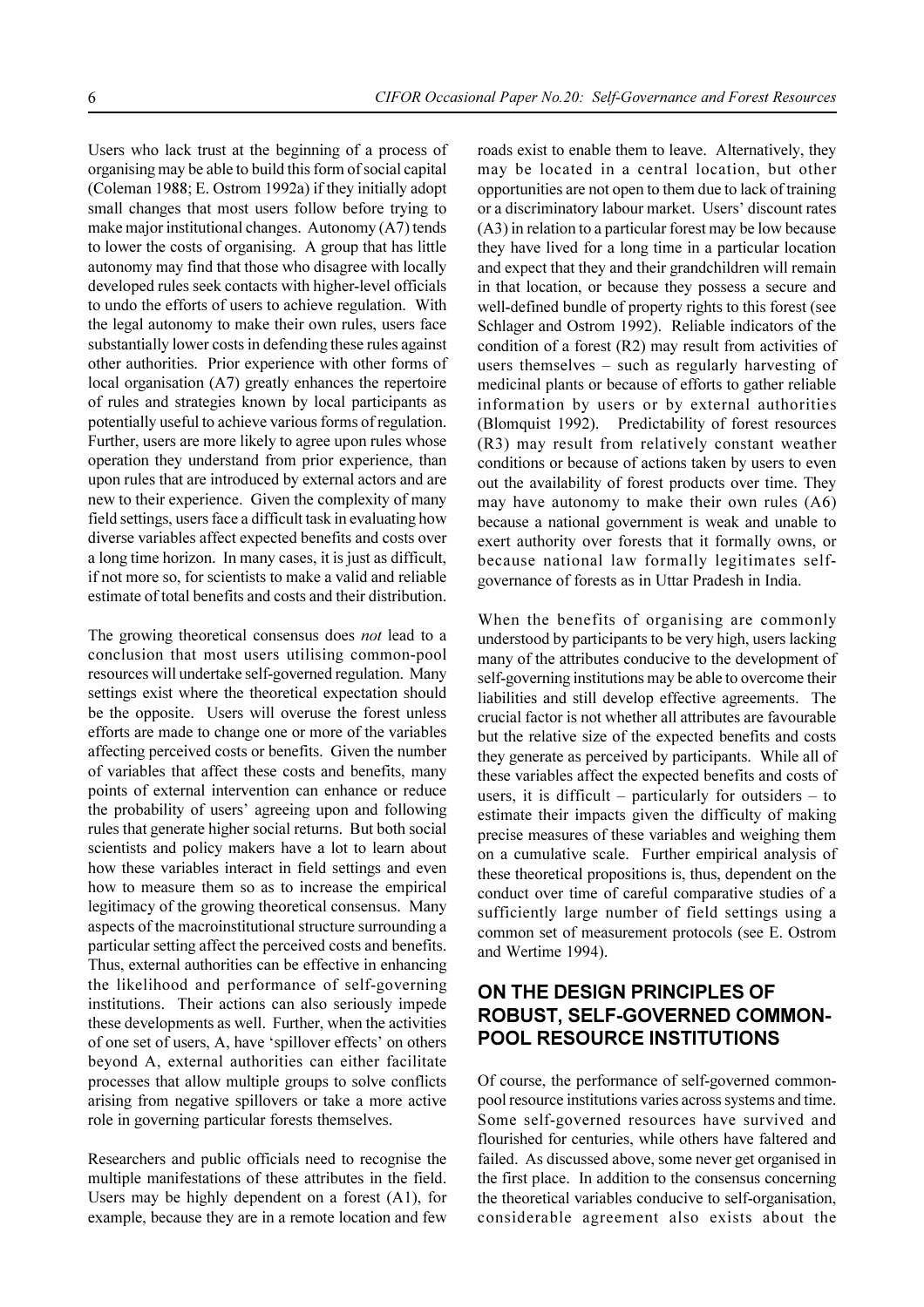Users who lack trust at the beginning of a process of organising may be able to build this form of social capital (Coleman 1988; E. Ostrom 1992a) if they initially adopt small changes that most users follow before trying to make major institutional changes. Autonomy (A7) tends to lower the costs of organising. A group that has little autonomy may find that those who disagree with locally developed rules seek contacts with higher-level officials to undo the efforts of users to achieve regulation. With the legal autonomy to make their own rules, users face substantially lower costs in defending these rules against other authorities. Prior experience with other forms of local organisation (A7) greatly enhances the repertoire of rules and strategies known by local participants as potentially useful to achieve various forms of regulation. Further, users are more likely to agree upon rules whose operation they understand from prior experience, than upon rules that are introduced by external actors and are new to their experience. Given the complexity of many field settings, users face a difficult task in evaluating how diverse variables affect expected benefits and costs over a long time horizon. In many cases, it is just as difficult, if not more so, for scientists to make a valid and reliable estimate of total benefits and costs and their distribution.

The growing theoretical consensus does *not* lead to a conclusion that most users utilising common-pool resources will undertake self-governed regulation. Many settings exist where the theoretical expectation should be the opposite. Users will overuse the forest unless efforts are made to change one or more of the variables affecting perceived costs or benefits. Given the number of variables that affect these costs and benefits, many points of external intervention can enhance or reduce the probability of users' agreeing upon and following rules that generate higher social returns. But both social scientists and policy makers have a lot to learn about how these variables interact in field settings and even how to measure them so as to increase the empirical legitimacy of the growing theoretical consensus. Many aspects of the macroinstitutional structure surrounding a particular setting affect the perceived costs and benefits. Thus, external authorities can be effective in enhancing the likelihood and performance of self-governing institutions. Their actions can also seriously impede these developments as well. Further, when the activities of one set of users, A, have 'spillover effects' on others beyond A, external authorities can either facilitate processes that allow multiple groups to solve conflicts arising from negative spillovers or take a more active role in governing particular forests themselves.

Researchers and public officials need to recognise the multiple manifestations of these attributes in the field. Users may be highly dependent on a forest (A1), for example, because they are in a remote location and few roads exist to enable them to leave. Alternatively, they may be located in a central location, but other opportunities are not open to them due to lack of training or a discriminatory labour market. Users' discount rates (A3) in relation to a particular forest may be low because they have lived for a long time in a particular location and expect that they and their grandchildren will remain in that location, or because they possess a secure and well-defined bundle of property rights to this forest (see Schlager and Ostrom 1992). Reliable indicators of the condition of a forest (R2) may result from activities of users themselves – such as regularly harvesting of medicinal plants or because of efforts to gather reliable information by users or by external authorities (Blomquist 1992). Predictability of forest resources (R3) may result from relatively constant weather conditions or because of actions taken by users to even out the availability of forest products over time. They may have autonomy to make their own rules (A6) because a national government is weak and unable to exert authority over forests that it formally owns, or because national law formally legitimates self-governance of forests as in Uttar Pradesh in India.

When the benefits of organising are commonly understood by participants to be very high, users lacking many of the attributes conducive to the development of self-governing institutions may be able to overcome their liabilities and still develop effective agreements. The crucial factor is not whether all attributes are favourable but the relative size of the expected benefits and costs they generate as perceived by participants. While all of these variables affect the expected benefits and costs of users, it is difficult – particularly for outsiders – to estimate their impacts given the difficulty of making precise measures of these variables and weighing them on a cumulative scale. Further empirical analysis of these theoretical propositions is, thus, dependent on the conduct over time of careful comparative studies of a sufficiently large number of field settings using a common set of measurement protocols (see E. Ostrom and Wertime 1994).

## ON THE DESIGN PRINCIPLES OF ROBUST, SELF-GOVERNED COMMON-POOL RESOURCE INSTITUTIONS

Of course, the performance of self-governed common-pool resource institutions varies across systems and time. Some self-governed resources have survived and flourished for centuries, while others have faltered and failed. As discussed above, some never get organised in the first place. In addition to the consensus concerning the theoretical variables conducive to self-organisation, considerable agreement also exists about the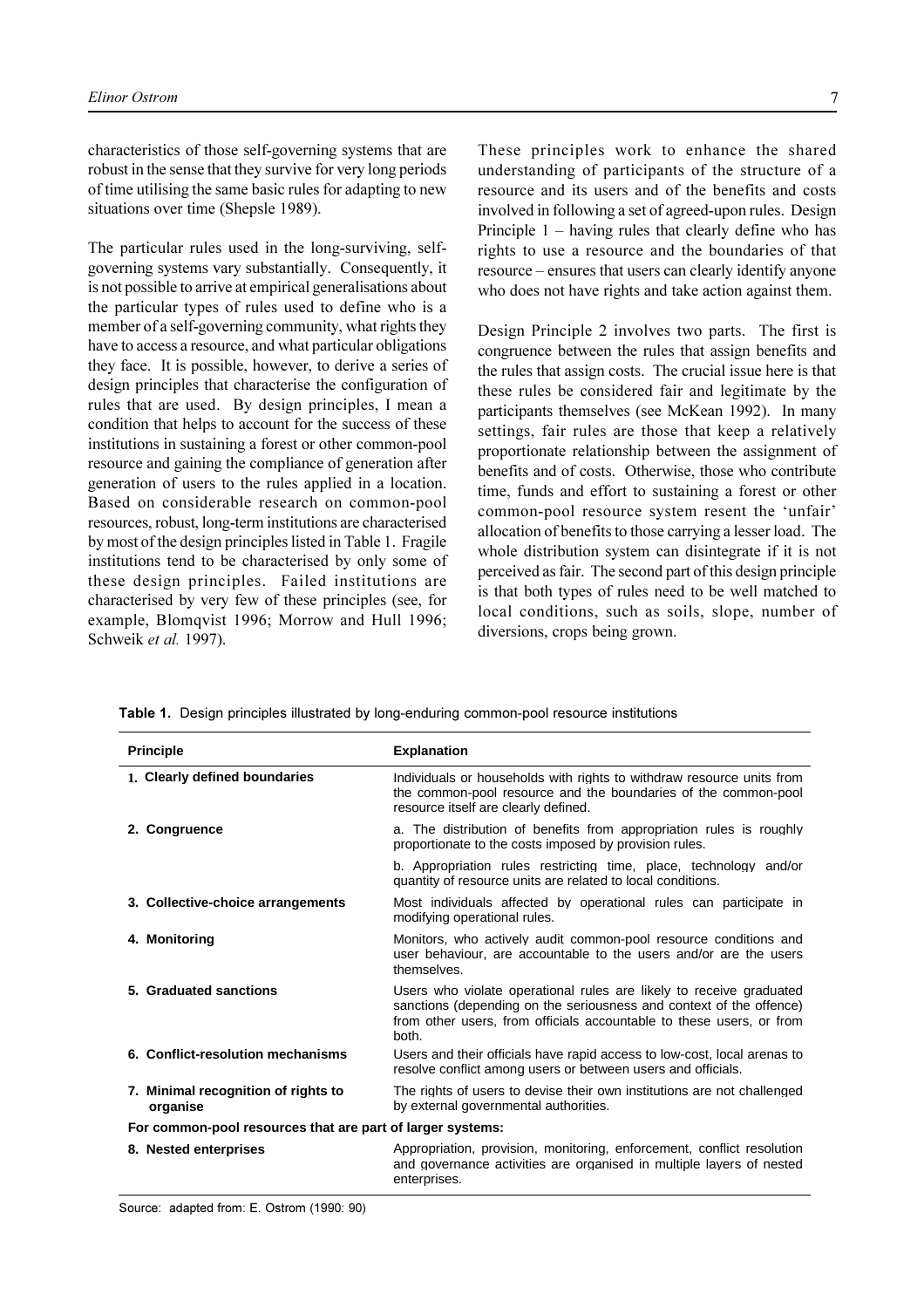characteristics of those self-governing systems that are robust in the sense that they survive for very long periods of time utilising the same basic rules for adapting to new situations over time (Shepsle 1989).

The particular rules used in the long-surviving, self-governing systems vary substantially. Consequently, it is not possible to arrive at empirical generalisations about the particular types of rules used to define who is a member of a self-governing community, what rights they have to access a resource, and what particular obligations they face. It is possible, however, to derive a series of design principles that characterise the configuration of rules that are used. By design principles, I mean a condition that helps to account for the success of these institutions in sustaining a forest or other common-pool resource and gaining the compliance of generation after generation of users to the rules applied in a location. Based on considerable research on common-pool resources, robust, long-term institutions are characterised by most of the design principles listed in Table 1. Fragile institutions tend to be characterised by only some of these design principles. Failed institutions are characterised by very few of these principles (see, for example, Blomqvist 1996; Morrow and Hull 1996; Schweik *et al.* 1997).

These principles work to enhance the shared understanding of participants of the structure of a resource and its users and of the benefits and costs involved in following a set of agreed-upon rules. Design Principle 1 – having rules that clearly define who has rights to use a resource and the boundaries of that resource – ensures that users can clearly identify anyone who does not have rights and take action against them.

Design Principle 2 involves two parts. The first is congruence between the rules that assign benefits and the rules that assign costs. The crucial issue here is that these rules be considered fair and legitimate by the participants themselves (see McKean 1992). In many settings, fair rules are those that keep a relatively proportionate relationship between the assignment of benefits and of costs. Otherwise, those who contribute time, funds and effort to sustaining a forest or other common-pool resource system resent the 'unfair' allocation of benefits to those carrying a lesser load. The whole distribution system can disintegrate if it is not perceived as fair. The second part of this design principle is that both types of rules need to be well matched to local conditions, such as soils, slope, number of diversions, crops being grown.

**Table 1.** Design principles illustrated by long-enduring common-pool resource institutions

| Principle | Explanation |
|---|---|
| **1. Clearly defined boundaries** | Individuals or households with rights to withdraw resource units from the common-pool resource and the boundaries of the common-pool resource itself are clearly defined. |
| **2. Congruence** | a. The distribution of benefits from appropriation rules is roughly proportionate to the costs imposed by provision rules. |
| | b. Appropriation rules restricting time, place, technology and/or quantity of resource units are related to local conditions. |
| **3. Collective-choice arrangements** | Most individuals affected by operational rules can participate in modifying operational rules. |
| **4. Monitoring** | Monitors, who actively audit common-pool resource conditions and user behaviour, are accountable to the users and/or are the users themselves. |
| **5. Graduated sanctions** | Users who violate operational rules are likely to receive graduated sanctions (depending on the seriousness and context of the offence) from other users, from officials accountable to these users, or from both. |
| **6. Conflict-resolution mechanisms** | Users and their officials have rapid access to low-cost, local arenas to resolve conflict among users or between users and officials. |
| **7. Minimal recognition of rights to organise** | The rights of users to devise their own institutions are not challenged by external governmental authorities. |
| **For common-pool resources that are part of larger systems:** | |
| **8. Nested enterprises** | Appropriation, provision, monitoring, enforcement, conflict resolution and governance activities are organised in multiple layers of nested enterprises. |

Source: adapted from: E. Ostrom (1990: 90)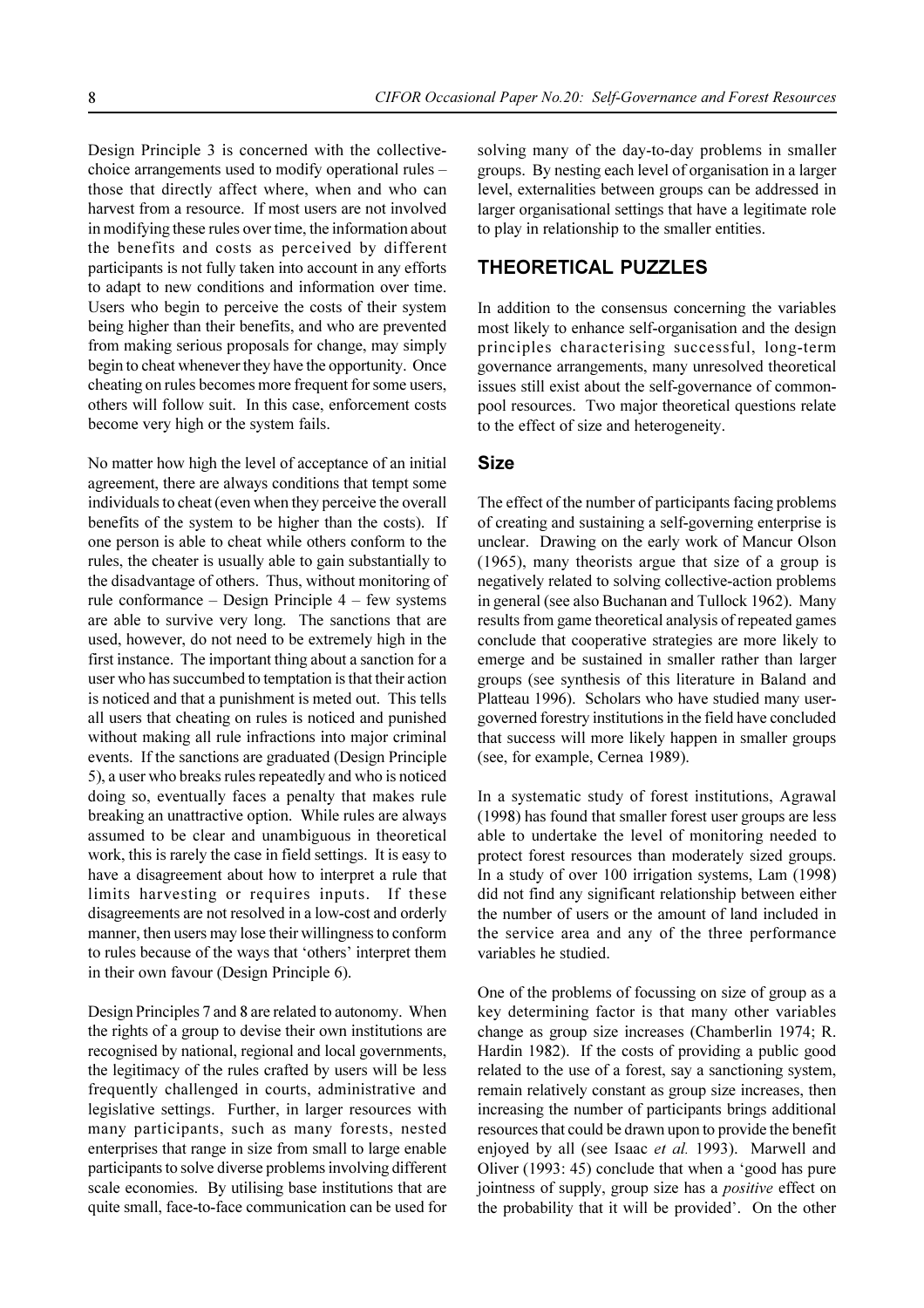Design Principle 3 is concerned with the collective-choice arrangements used to modify operational rules – those that directly affect where, when and who can harvest from a resource. If most users are not involved in modifying these rules over time, the information about the benefits and costs as perceived by different participants is not fully taken into account in any efforts to adapt to new conditions and information over time. Users who begin to perceive the costs of their system being higher than their benefits, and who are prevented from making serious proposals for change, may simply begin to cheat whenever they have the opportunity. Once cheating on rules becomes more frequent for some users, others will follow suit. In this case, enforcement costs become very high or the system fails.

No matter how high the level of acceptance of an initial agreement, there are always conditions that tempt some individuals to cheat (even when they perceive the overall benefits of the system to be higher than the costs). If one person is able to cheat while others conform to the rules, the cheater is usually able to gain substantially to the disadvantage of others. Thus, without monitoring of rule conformance – Design Principle 4 – few systems are able to survive very long. The sanctions that are used, however, do not need to be extremely high in the first instance. The important thing about a sanction for a user who has succumbed to temptation is that their action is noticed and that a punishment is meted out. This tells all users that cheating on rules is noticed and punished without making all rule infractions into major criminal events. If the sanctions are graduated (Design Principle 5), a user who breaks rules repeatedly and who is noticed doing so, eventually faces a penalty that makes rule breaking an unattractive option. While rules are always assumed to be clear and unambiguous in theoretical work, this is rarely the case in field settings. It is easy to have a disagreement about how to interpret a rule that limits harvesting or requires inputs. If these disagreements are not resolved in a low-cost and orderly manner, then users may lose their willingness to conform to rules because of the ways that 'others' interpret them in their own favour (Design Principle 6).

Design Principles 7 and 8 are related to autonomy. When the rights of a group to devise their own institutions are recognised by national, regional and local governments, the legitimacy of the rules crafted by users will be less frequently challenged in courts, administrative and legislative settings. Further, in larger resources with many participants, such as many forests, nested enterprises that range in size from small to large enable participants to solve diverse problems involving different scale economies. By utilising base institutions that are quite small, face-to-face communication can be used for solving many of the day-to-day problems in smaller groups. By nesting each level of organisation in a larger level, externalities between groups can be addressed in larger organisational settings that have a legitimate role to play in relationship to the smaller entities.

## THEORETICAL PUZZLES

In addition to the consensus concerning the variables most likely to enhance self-organisation and the design principles characterising successful, long-term governance arrangements, many unresolved theoretical issues still exist about the self-governance of common-pool resources. Two major theoretical questions relate to the effect of size and heterogeneity.

### Size

The effect of the number of participants facing problems of creating and sustaining a self-governing enterprise is unclear. Drawing on the early work of Mancur Olson (1965), many theorists argue that size of a group is negatively related to solving collective-action problems in general (see also Buchanan and Tullock 1962). Many results from game theoretical analysis of repeated games conclude that cooperative strategies are more likely to emerge and be sustained in smaller rather than larger groups (see synthesis of this literature in Baland and Platteau 1996). Scholars who have studied many user-governed forestry institutions in the field have concluded that success will more likely happen in smaller groups (see, for example, Cernea 1989).

In a systematic study of forest institutions, Agrawal (1998) has found that smaller forest user groups are less able to undertake the level of monitoring needed to protect forest resources than moderately sized groups. In a study of over 100 irrigation systems, Lam (1998) did not find any significant relationship between either the number of users or the amount of land included in the service area and any of the three performance variables he studied.

One of the problems of focussing on size of group as a key determining factor is that many other variables change as group size increases (Chamberlin 1974; R. Hardin 1982). If the costs of providing a public good related to the use of a forest, say a sanctioning system, remain relatively constant as group size increases, then increasing the number of participants brings additional resources that could be drawn upon to provide the benefit enjoyed by all (see Isaac *et al.* 1993). Marwell and Oliver (1993: 45) conclude that when a 'good has pure jointness of supply, group size has a *positive* effect on the probability that it will be provided'. On the other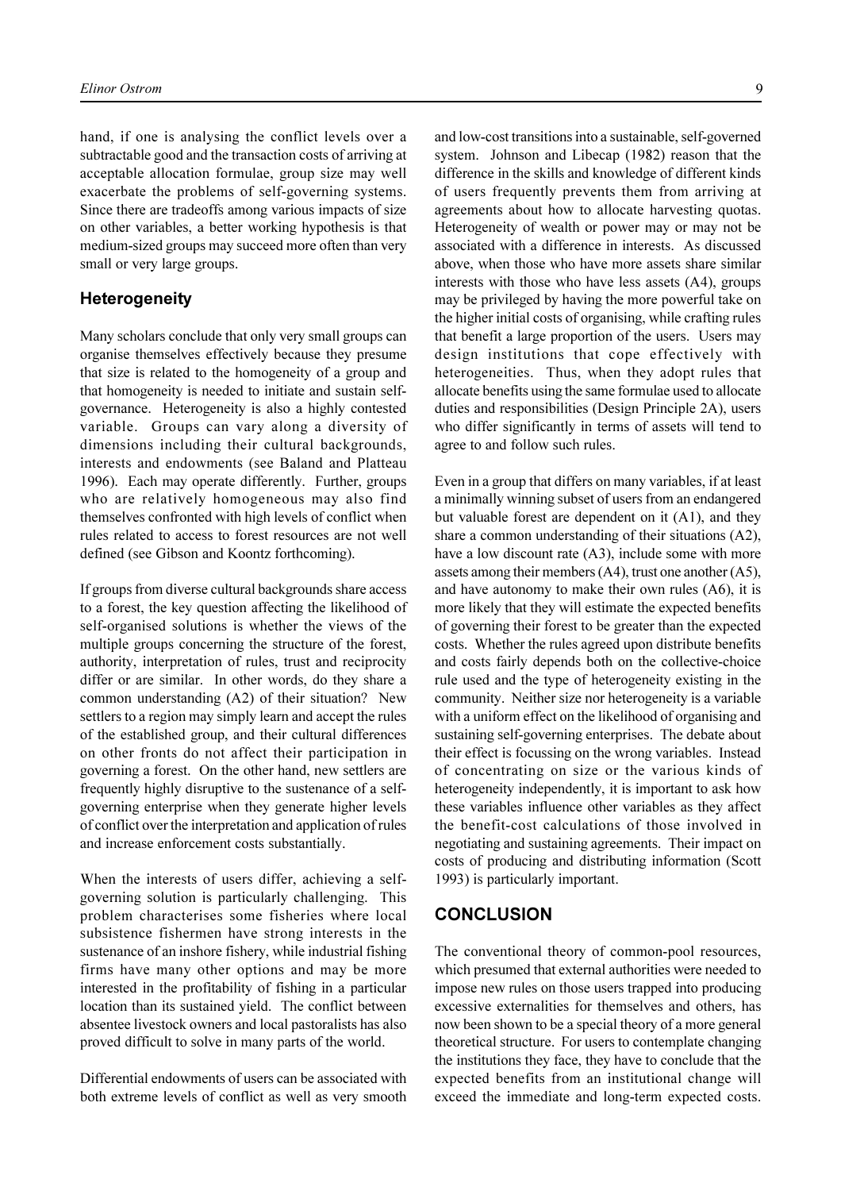hand, if one is analysing the conflict levels over a subtractable good and the transaction costs of arriving at acceptable allocation formulae, group size may well exacerbate the problems of self-governing systems. Since there are tradeoffs among various impacts of size on other variables, a better working hypothesis is that medium-sized groups may succeed more often than very small or very large groups.

### Heterogeneity

Many scholars conclude that only very small groups can organise themselves effectively because they presume that size is related to the homogeneity of a group and that homogeneity is needed to initiate and sustain self-governance. Heterogeneity is also a highly contested variable. Groups can vary along a diversity of dimensions including their cultural backgrounds, interests and endowments (see Baland and Platteau 1996). Each may operate differently. Further, groups who are relatively homogeneous may also find themselves confronted with high levels of conflict when rules related to access to forest resources are not well defined (see Gibson and Koontz forthcoming).

If groups from diverse cultural backgrounds share access to a forest, the key question affecting the likelihood of self-organised solutions is whether the views of the multiple groups concerning the structure of the forest, authority, interpretation of rules, trust and reciprocity differ or are similar. In other words, do they share a common understanding (A2) of their situation? New settlers to a region may simply learn and accept the rules of the established group, and their cultural differences on other fronts do not affect their participation in governing a forest. On the other hand, new settlers are frequently highly disruptive to the sustenance of a self-governing enterprise when they generate higher levels of conflict over the interpretation and application of rules and increase enforcement costs substantially.

When the interests of users differ, achieving a self-governing solution is particularly challenging. This problem characterises some fisheries where local subsistence fishermen have strong interests in the sustenance of an inshore fishery, while industrial fishing firms have many other options and may be more interested in the profitability of fishing in a particular location than its sustained yield. The conflict between absentee livestock owners and local pastoralists has also proved difficult to solve in many parts of the world.

Differential endowments of users can be associated with both extreme levels of conflict as well as very smooth and low-cost transitions into a sustainable, self-governed system. Johnson and Libecap (1982) reason that the difference in the skills and knowledge of different kinds of users frequently prevents them from arriving at agreements about how to allocate harvesting quotas. Heterogeneity of wealth or power may or may not be associated with a difference in interests. As discussed above, when those who have more assets share similar interests with those who have less assets (A4), groups may be privileged by having the more powerful take on the higher initial costs of organising, while crafting rules that benefit a large proportion of the users. Users may design institutions that cope effectively with heterogeneities. Thus, when they adopt rules that allocate benefits using the same formulae used to allocate duties and responsibilities (Design Principle 2A), users who differ significantly in terms of assets will tend to agree to and follow such rules.

Even in a group that differs on many variables, if at least a minimally winning subset of users from an endangered but valuable forest are dependent on it (A1), and they share a common understanding of their situations (A2), have a low discount rate (A3), include some with more assets among their members (A4), trust one another (A5), and have autonomy to make their own rules (A6), it is more likely that they will estimate the expected benefits of governing their forest to be greater than the expected costs. Whether the rules agreed upon distribute benefits and costs fairly depends both on the collective-choice rule used and the type of heterogeneity existing in the community. Neither size nor heterogeneity is a variable with a uniform effect on the likelihood of organising and sustaining self-governing enterprises. The debate about their effect is focussing on the wrong variables. Instead of concentrating on size or the various kinds of heterogeneity independently, it is important to ask how these variables influence other variables as they affect the benefit-cost calculations of those involved in negotiating and sustaining agreements. Their impact on costs of producing and distributing information (Scott 1993) is particularly important.

## CONCLUSION

The conventional theory of common-pool resources, which presumed that external authorities were needed to impose new rules on those users trapped into producing excessive externalities for themselves and others, has now been shown to be a special theory of a more general theoretical structure. For users to contemplate changing the institutions they face, they have to conclude that the expected benefits from an institutional change will exceed the immediate and long-term expected costs.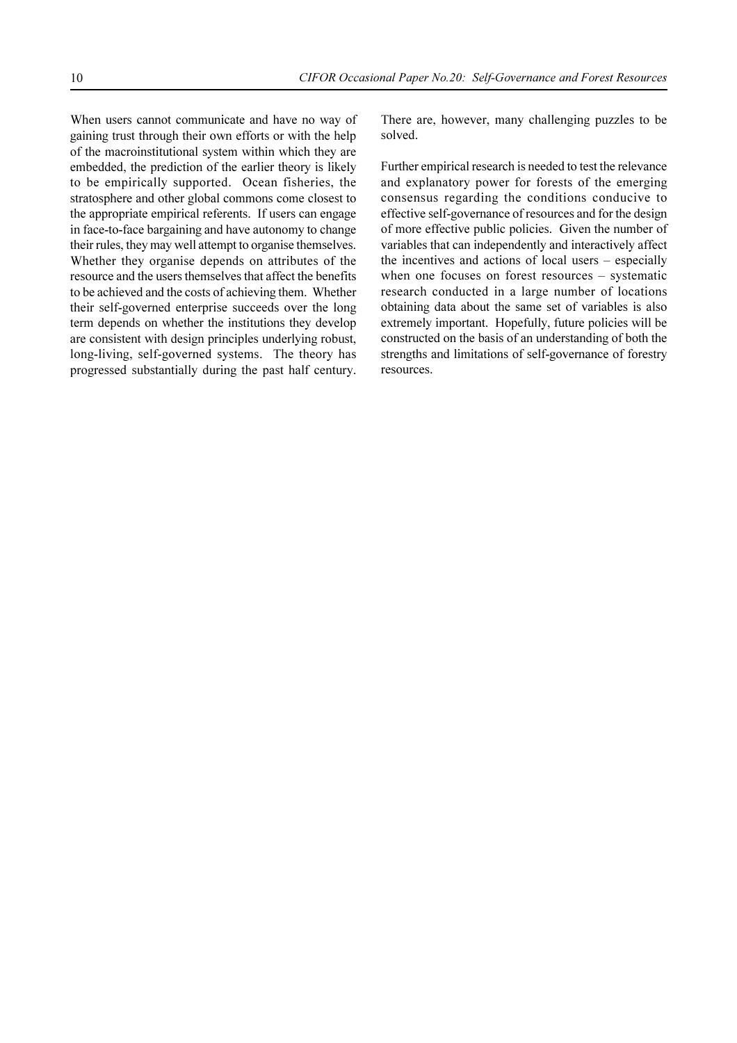When users cannot communicate and have no way of gaining trust through their own efforts or with the help of the macroinstitutional system within which they are embedded, the prediction of the earlier theory is likely to be empirically supported. Ocean fisheries, the stratosphere and other global commons come closest to the appropriate empirical referents. If users can engage in face-to-face bargaining and have autonomy to change their rules, they may well attempt to organise themselves. Whether they organise depends on attributes of the resource and the users themselves that affect the benefits to be achieved and the costs of achieving them. Whether their self-governed enterprise succeeds over the long term depends on whether the institutions they develop are consistent with design principles underlying robust, long-living, self-governed systems. The theory has progressed substantially during the past half century. There are, however, many challenging puzzles to be solved.

Further empirical research is needed to test the relevance and explanatory power for forests of the emerging consensus regarding the conditions conducive to effective self-governance of resources and for the design of more effective public policies. Given the number of variables that can independently and interactively affect the incentives and actions of local users – especially when one focuses on forest resources – systematic research conducted in a large number of locations obtaining data about the same set of variables is also extremely important. Hopefully, future policies will be constructed on the basis of an understanding of both the strengths and limitations of self-governance of forestry resources.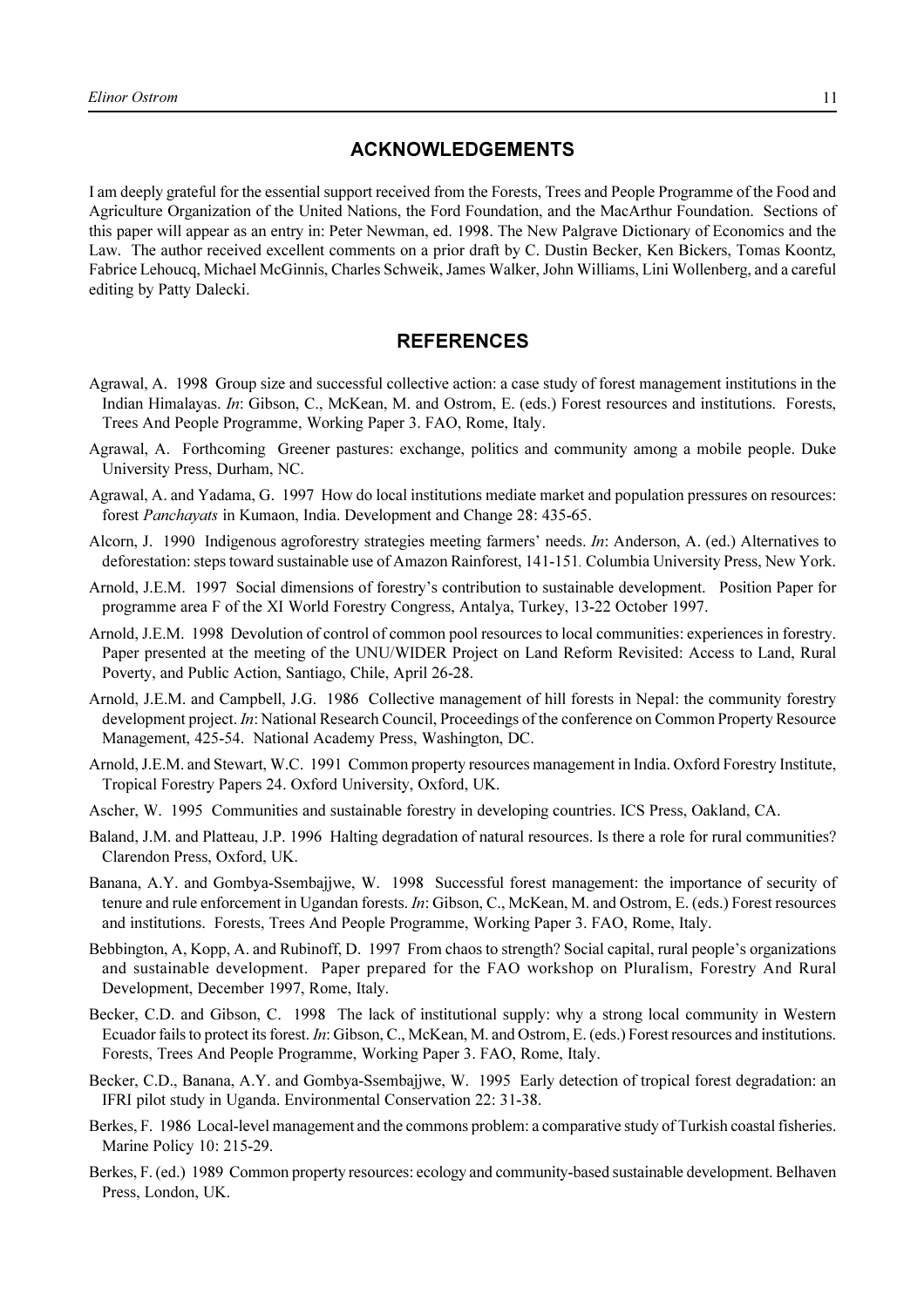## ACKNOWLEDGEMENTS

I am deeply grateful for the essential support received from the Forests, Trees and People Programme of the Food and Agriculture Organization of the United Nations, the Ford Foundation, and the MacArthur Foundation. Sections of this paper will appear as an entry in: Peter Newman, ed. 1998. The New Palgrave Dictionary of Economics and the Law. The author received excellent comments on a prior draft by C. Dustin Becker, Ken Bickers, Tomas Koontz, Fabrice Lehoucq, Michael McGinnis, Charles Schweik, James Walker, John Williams, Lini Wollenberg, and a careful editing by Patty Dalecki.

## REFERENCES

Agrawal, A. 1998 Group size and successful collective action: a case study of forest management institutions in the Indian Himalayas. *In*: Gibson, C., McKean, M. and Ostrom, E. (eds.) Forest resources and institutions. Forests, Trees And People Programme, Working Paper 3. FAO, Rome, Italy.

Agrawal, A. Forthcoming Greener pastures: exchange, politics and community among a mobile people. Duke University Press, Durham, NC.

Agrawal, A. and Yadama, G. 1997 How do local institutions mediate market and population pressures on resources: forest *Panchayats* in Kumaon, India. Development and Change 28: 435-65.

Alcorn, J. 1990 Indigenous agroforestry strategies meeting farmers' needs. *In*: Anderson, A. (ed.) Alternatives to deforestation: steps toward sustainable use of Amazon Rainforest, 141-151. Columbia University Press, New York.

Arnold, J.E.M. 1997 Social dimensions of forestry's contribution to sustainable development. Position Paper for programme area F of the XI World Forestry Congress, Antalya, Turkey, 13-22 October 1997.

Arnold, J.E.M. 1998 Devolution of control of common pool resources to local communities: experiences in forestry. Paper presented at the meeting of the UNU/WIDER Project on Land Reform Revisited: Access to Land, Rural Poverty, and Public Action, Santiago, Chile, April 26-28.

Arnold, J.E.M. and Campbell, J.G. 1986 Collective management of hill forests in Nepal: the community forestry development project. *In*: National Research Council, Proceedings of the conference on Common Property Resource Management, 425-54. National Academy Press, Washington, DC.

Arnold, J.E.M. and Stewart, W.C. 1991 Common property resources management in India. Oxford Forestry Institute, Tropical Forestry Papers 24. Oxford University, Oxford, UK.

Ascher, W. 1995 Communities and sustainable forestry in developing countries. ICS Press, Oakland, CA.

Baland, J.M. and Platteau, J.P. 1996 Halting degradation of natural resources. Is there a role for rural communities? Clarendon Press, Oxford, UK.

Banana, A.Y. and Gombya-Ssembajjwe, W. 1998 Successful forest management: the importance of security of tenure and rule enforcement in Ugandan forests. *In*: Gibson, C., McKean, M. and Ostrom, E. (eds.) Forest resources and institutions. Forests, Trees And People Programme, Working Paper 3. FAO, Rome, Italy.

Bebbington, A, Kopp, A. and Rubinoff, D. 1997 From chaos to strength? Social capital, rural people's organizations and sustainable development. Paper prepared for the FAO workshop on Pluralism, Forestry And Rural Development, December 1997, Rome, Italy.

Becker, C.D. and Gibson, C. 1998 The lack of institutional supply: why a strong local community in Western Ecuador fails to protect its forest. *In*: Gibson, C., McKean, M. and Ostrom, E. (eds.) Forest resources and institutions. Forests, Trees And People Programme, Working Paper 3. FAO, Rome, Italy.

Becker, C.D., Banana, A.Y. and Gombya-Ssembajjwe, W. 1995 Early detection of tropical forest degradation: an IFRI pilot study in Uganda. Environmental Conservation 22: 31-38.

Berkes, F. 1986 Local-level management and the commons problem: a comparative study of Turkish coastal fisheries. Marine Policy 10: 215-29.

Berkes, F. (ed.) 1989 Common property resources: ecology and community-based sustainable development. Belhaven Press, London, UK.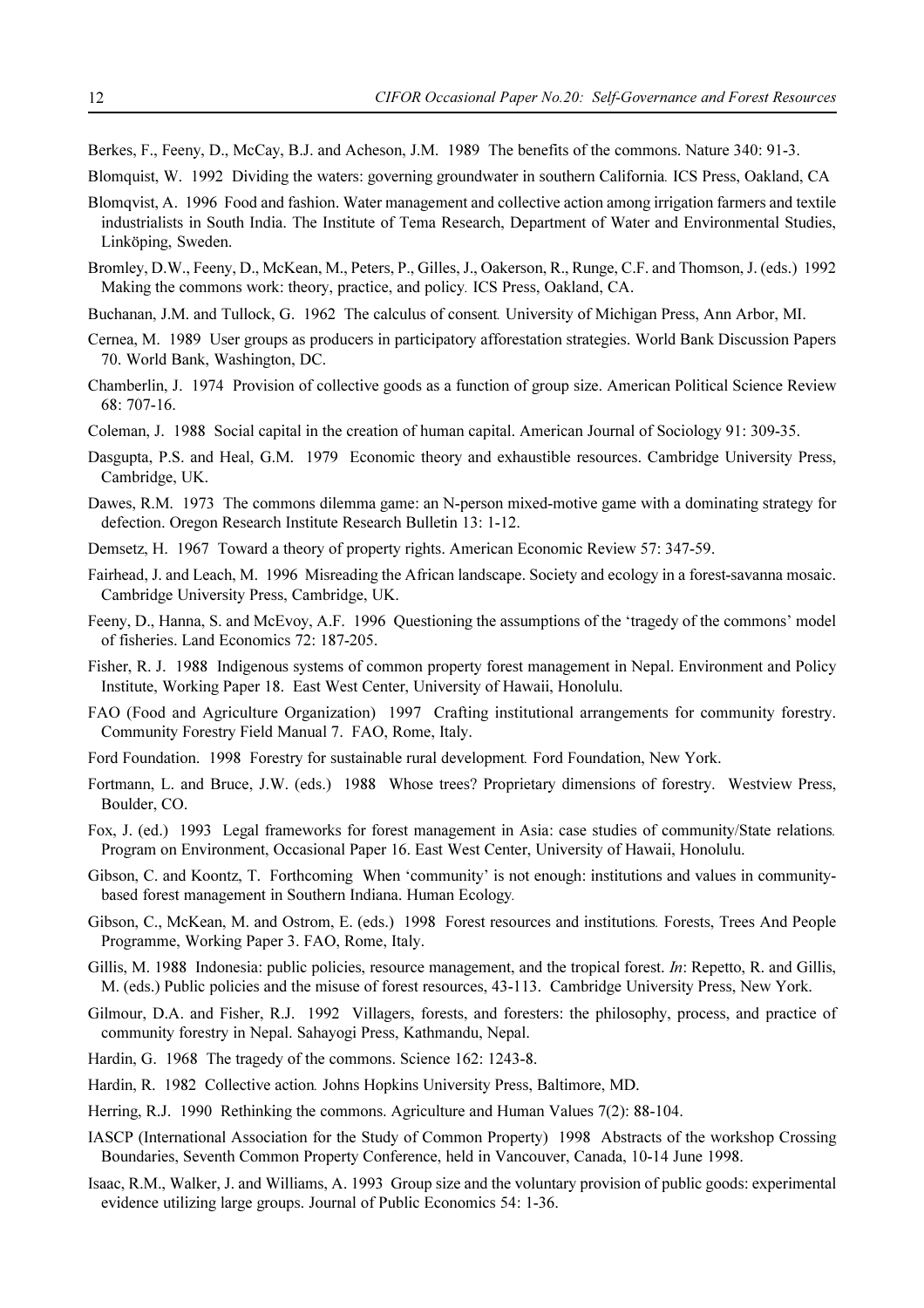Berkes, F., Feeny, D., McCay, B.J. and Acheson, J.M. 1989 The benefits of the commons. Nature 340: 91-3.

Blomquist, W. 1992 Dividing the waters: governing groundwater in southern California. ICS Press, Oakland, CA

Blomqvist, A. 1996 Food and fashion. Water management and collective action among irrigation farmers and textile industrialists in South India. The Institute of Tema Research, Department of Water and Environmental Studies, Linköping, Sweden.

Bromley, D.W., Feeny, D., McKean, M., Peters, P., Gilles, J., Oakerson, R., Runge, C.F. and Thomson, J. (eds.) 1992 Making the commons work: theory, practice, and policy. ICS Press, Oakland, CA.

Buchanan, J.M. and Tullock, G. 1962 The calculus of consent. University of Michigan Press, Ann Arbor, MI.

Cernea, M. 1989 User groups as producers in participatory afforestation strategies. World Bank Discussion Papers 70. World Bank, Washington, DC.

Chamberlin, J. 1974 Provision of collective goods as a function of group size. American Political Science Review 68: 707-16.

Coleman, J. 1988 Social capital in the creation of human capital. American Journal of Sociology 91: 309-35.

Dasgupta, P.S. and Heal, G.M. 1979 Economic theory and exhaustible resources. Cambridge University Press, Cambridge, UK.

Dawes, R.M. 1973 The commons dilemma game: an N-person mixed-motive game with a dominating strategy for defection. Oregon Research Institute Research Bulletin 13: 1-12.

Demsetz, H. 1967 Toward a theory of property rights. American Economic Review 57: 347-59.

Fairhead, J. and Leach, M. 1996 Misreading the African landscape. Society and ecology in a forest-savanna mosaic. Cambridge University Press, Cambridge, UK.

Feeny, D., Hanna, S. and McEvoy, A.F. 1996 Questioning the assumptions of the 'tragedy of the commons' model of fisheries. Land Economics 72: 187-205.

Fisher, R. J. 1988 Indigenous systems of common property forest management in Nepal. Environment and Policy Institute, Working Paper 18. East West Center, University of Hawaii, Honolulu.

FAO (Food and Agriculture Organization) 1997 Crafting institutional arrangements for community forestry. Community Forestry Field Manual 7. FAO, Rome, Italy.

Ford Foundation. 1998 Forestry for sustainable rural development. Ford Foundation, New York.

Fortmann, L. and Bruce, J.W. (eds.) 1988 Whose trees? Proprietary dimensions of forestry. Westview Press, Boulder, CO.

Fox, J. (ed.) 1993 Legal frameworks for forest management in Asia: case studies of community/State relations. Program on Environment, Occasional Paper 16. East West Center, University of Hawaii, Honolulu.

Gibson, C. and Koontz, T. Forthcoming When 'community' is not enough: institutions and values in community-based forest management in Southern Indiana. Human Ecology.

Gibson, C., McKean, M. and Ostrom, E. (eds.) 1998 Forest resources and institutions. Forests, Trees And People Programme, Working Paper 3. FAO, Rome, Italy.

Gillis, M. 1988 Indonesia: public policies, resource management, and the tropical forest. *In*: Repetto, R. and Gillis, M. (eds.) Public policies and the misuse of forest resources, 43-113. Cambridge University Press, New York.

Gilmour, D.A. and Fisher, R.J. 1992 Villagers, forests, and foresters: the philosophy, process, and practice of community forestry in Nepal. Sahayogi Press, Kathmandu, Nepal.

Hardin, G. 1968 The tragedy of the commons. Science 162: 1243-8.

Hardin, R. 1982 Collective action. Johns Hopkins University Press, Baltimore, MD.

Herring, R.J. 1990 Rethinking the commons. Agriculture and Human Values 7(2): 88-104.

IASCP (International Association for the Study of Common Property) 1998 Abstracts of the workshop Crossing Boundaries, Seventh Common Property Conference, held in Vancouver, Canada, 10-14 June 1998.

Isaac, R.M., Walker, J. and Williams, A. 1993 Group size and the voluntary provision of public goods: experimental evidence utilizing large groups. Journal of Public Economics 54: 1-36.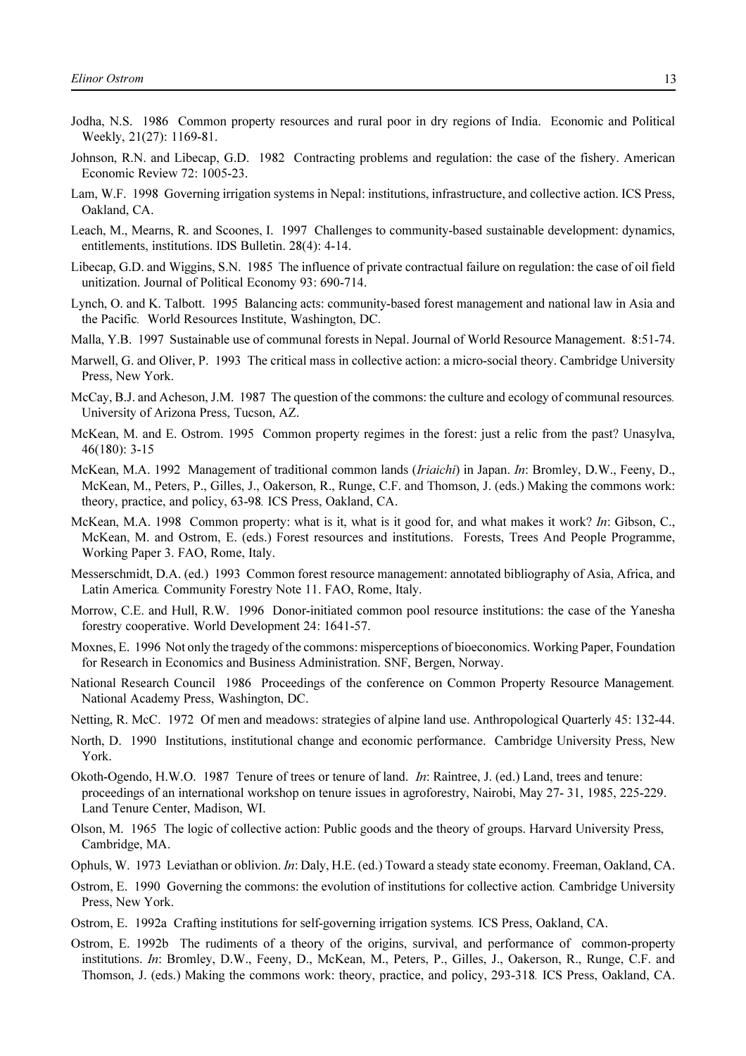Jodha, N.S. 1986 Common property resources and rural poor in dry regions of India. Economic and Political Weekly, 21(27): 1169-81.

Johnson, R.N. and Libecap, G.D. 1982 Contracting problems and regulation: the case of the fishery. American Economic Review 72: 1005-23.

Lam, W.F. 1998 Governing irrigation systems in Nepal: institutions, infrastructure, and collective action. ICS Press, Oakland, CA.

Leach, M., Mearns, R. and Scoones, I. 1997 Challenges to community-based sustainable development: dynamics, entitlements, institutions. IDS Bulletin. 28(4): 4-14.

Libecap, G.D. and Wiggins, S.N. 1985 The influence of private contractual failure on regulation: the case of oil field unitization. Journal of Political Economy 93: 690-714.

Lynch, O. and K. Talbott. 1995 Balancing acts: community-based forest management and national law in Asia and the Pacific. World Resources Institute, Washington, DC.

Malla, Y.B. 1997 Sustainable use of communal forests in Nepal. Journal of World Resource Management. 8:51-74.

Marwell, G. and Oliver, P. 1993 The critical mass in collective action: a micro-social theory. Cambridge University Press, New York.

McCay, B.J. and Acheson, J.M. 1987 The question of the commons: the culture and ecology of communal resources. University of Arizona Press, Tucson, AZ.

McKean, M. and E. Ostrom. 1995 Common property regimes in the forest: just a relic from the past? Unasylva, 46(180): 3-15

McKean, M.A. 1992 Management of traditional common lands (*Iriaichi*) in Japan. *In*: Bromley, D.W., Feeny, D., McKean, M., Peters, P., Gilles, J., Oakerson, R., Runge, C.F. and Thomson, J. (eds.) Making the commons work: theory, practice, and policy, 63-98. ICS Press, Oakland, CA.

McKean, M.A. 1998 Common property: what is it, what is it good for, and what makes it work? *In*: Gibson, C., McKean, M. and Ostrom, E. (eds.) Forest resources and institutions. Forests, Trees And People Programme, Working Paper 3. FAO, Rome, Italy.

Messerschmidt, D.A. (ed.) 1993 Common forest resource management: annotated bibliography of Asia, Africa, and Latin America. Community Forestry Note 11. FAO, Rome, Italy.

Morrow, C.E. and Hull, R.W. 1996 Donor-initiated common pool resource institutions: the case of the Yanesha forestry cooperative. World Development 24: 1641-57.

Moxnes, E. 1996 Not only the tragedy of the commons: misperceptions of bioeconomics. Working Paper, Foundation for Research in Economics and Business Administration. SNF, Bergen, Norway.

National Research Council 1986 Proceedings of the conference on Common Property Resource Management. National Academy Press, Washington, DC.

Netting, R. McC. 1972 Of men and meadows: strategies of alpine land use. Anthropological Quarterly 45: 132-44.

North, D. 1990 Institutions, institutional change and economic performance. Cambridge University Press, New York.

Okoth-Ogendo, H.W.O. 1987 Tenure of trees or tenure of land. *In*: Raintree, J. (ed.) Land, trees and tenure: proceedings of an international workshop on tenure issues in agroforestry, Nairobi, May 27- 31, 1985, 225-229. Land Tenure Center, Madison, WI.

Olson, M. 1965 The logic of collective action: Public goods and the theory of groups. Harvard University Press, Cambridge, MA.

Ophuls, W. 1973 Leviathan or oblivion. *In*: Daly, H.E. (ed.) Toward a steady state economy. Freeman, Oakland, CA.

Ostrom, E. 1990 Governing the commons: the evolution of institutions for collective action. Cambridge University Press, New York.

Ostrom, E. 1992a Crafting institutions for self-governing irrigation systems. ICS Press, Oakland, CA.

Ostrom, E. 1992b The rudiments of a theory of the origins, survival, and performance of common-property institutions. *In*: Bromley, D.W., Feeny, D., McKean, M., Peters, P., Gilles, J., Oakerson, R., Runge, C.F. and Thomson, J. (eds.) Making the commons work: theory, practice, and policy, 293-318. ICS Press, Oakland, CA.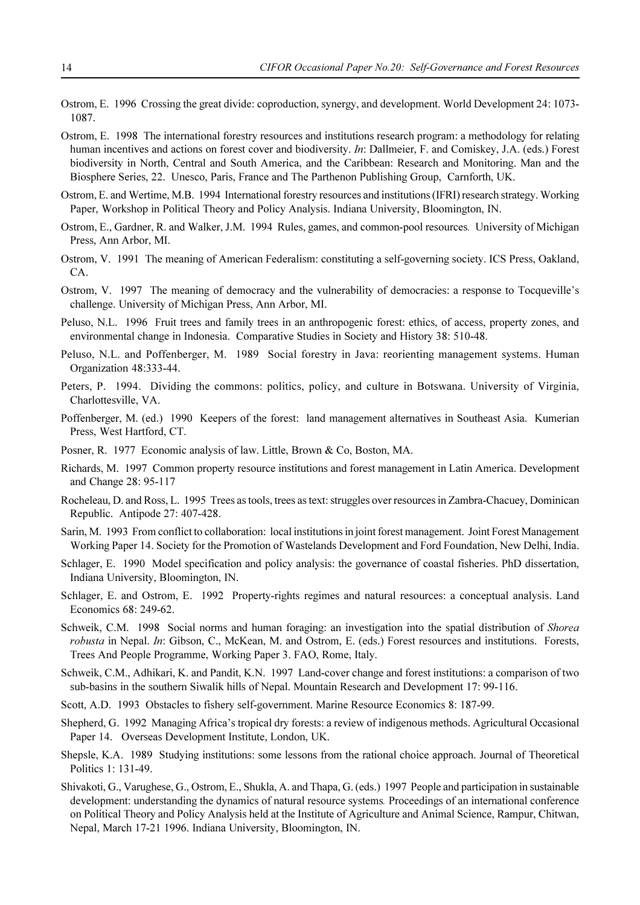Ostrom, E. 1996 Crossing the great divide: coproduction, synergy, and development. World Development 24: 1073-1087.

Ostrom, E. 1998 The international forestry resources and institutions research program: a methodology for relating human incentives and actions on forest cover and biodiversity. *In*: Dallmeier, F. and Comiskey, J.A. (eds.) Forest biodiversity in North, Central and South America, and the Caribbean: Research and Monitoring. Man and the Biosphere Series, 22. Unesco, Paris, France and The Parthenon Publishing Group, Carnforth, UK.

Ostrom, E. and Wertime, M.B. 1994 International forestry resources and institutions (IFRI) research strategy. Working Paper, Workshop in Political Theory and Policy Analysis. Indiana University, Bloomington, IN.

Ostrom, E., Gardner, R. and Walker, J.M. 1994 Rules, games, and common-pool resources. University of Michigan Press, Ann Arbor, MI.

Ostrom, V. 1991 The meaning of American Federalism: constituting a self-governing society. ICS Press, Oakland, CA.

Ostrom, V. 1997 The meaning of democracy and the vulnerability of democracies: a response to Tocqueville's challenge. University of Michigan Press, Ann Arbor, MI.

Peluso, N.L. 1996 Fruit trees and family trees in an anthropogenic forest: ethics, of access, property zones, and environmental change in Indonesia. Comparative Studies in Society and History 38: 510-48.

Peluso, N.L. and Poffenberger, M. 1989 Social forestry in Java: reorienting management systems. Human Organization 48:333-44.

Peters, P. 1994. Dividing the commons: politics, policy, and culture in Botswana. University of Virginia, Charlottesville, VA.

Poffenberger, M. (ed.) 1990 Keepers of the forest: land management alternatives in Southeast Asia. Kumerian Press, West Hartford, CT.

Posner, R. 1977 Economic analysis of law. Little, Brown & Co, Boston, MA.

Richards, M. 1997 Common property resource institutions and forest management in Latin America. Development and Change 28: 95-117

Rocheleau, D. and Ross, L. 1995 Trees as tools, trees as text: struggles over resources in Zambra-Chacuey, Dominican Republic. Antipode 27: 407-428.

Sarin, M. 1993 From conflict to collaboration: local institutions in joint forest management. Joint Forest Management Working Paper 14. Society for the Promotion of Wastelands Development and Ford Foundation, New Delhi, India.

Schlager, E. 1990 Model specification and policy analysis: the governance of coastal fisheries. PhD dissertation, Indiana University, Bloomington, IN.

Schlager, E. and Ostrom, E. 1992 Property-rights regimes and natural resources: a conceptual analysis. Land Economics 68: 249-62.

Schweik, C.M. 1998 Social norms and human foraging: an investigation into the spatial distribution of *Shorea robusta* in Nepal. *In*: Gibson, C., McKean, M. and Ostrom, E. (eds.) Forest resources and institutions. Forests, Trees And People Programme, Working Paper 3. FAO, Rome, Italy.

Schweik, C.M., Adhikari, K. and Pandit, K.N. 1997 Land-cover change and forest institutions: a comparison of two sub-basins in the southern Siwalik hills of Nepal. Mountain Research and Development 17: 99-116.

Scott, A.D. 1993 Obstacles to fishery self-government. Marine Resource Economics 8: 187-99.

Shepherd, G. 1992 Managing Africa's tropical dry forests: a review of indigenous methods. Agricultural Occasional Paper 14. Overseas Development Institute, London, UK.

Shepsle, K.A. 1989 Studying institutions: some lessons from the rational choice approach. Journal of Theoretical Politics 1: 131-49.

Shivakoti, G., Varughese, G., Ostrom, E., Shukla, A. and Thapa, G. (eds.) 1997 People and participation in sustainable development: understanding the dynamics of natural resource systems. Proceedings of an international conference on Political Theory and Policy Analysis held at the Institute of Agriculture and Animal Science, Rampur, Chitwan, Nepal, March 17-21 1996. Indiana University, Bloomington, IN.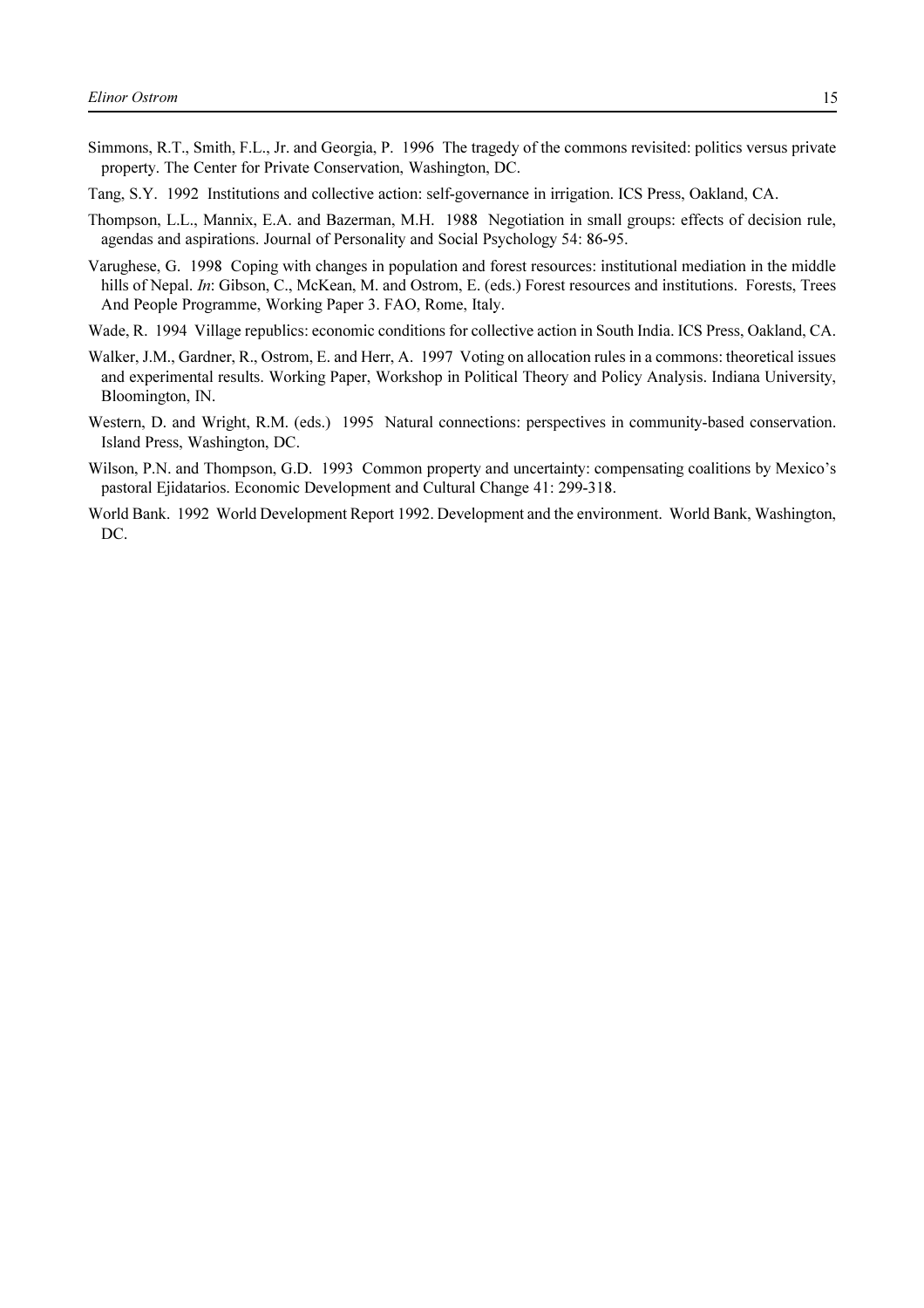Simmons, R.T., Smith, F.L., Jr. and Georgia, P. 1996 The tragedy of the commons revisited: politics versus private property. The Center for Private Conservation, Washington, DC.

Tang, S.Y. 1992 Institutions and collective action: self-governance in irrigation. ICS Press, Oakland, CA.

Thompson, L.L., Mannix, E.A. and Bazerman, M.H. 1988 Negotiation in small groups: effects of decision rule, agendas and aspirations. Journal of Personality and Social Psychology 54: 86-95.

Varughese, G. 1998 Coping with changes in population and forest resources: institutional mediation in the middle hills of Nepal. *In*: Gibson, C., McKean, M. and Ostrom, E. (eds.) Forest resources and institutions. Forests, Trees And People Programme, Working Paper 3. FAO, Rome, Italy.

Wade, R. 1994 Village republics: economic conditions for collective action in South India. ICS Press, Oakland, CA.

Walker, J.M., Gardner, R., Ostrom, E. and Herr, A. 1997 Voting on allocation rules in a commons: theoretical issues and experimental results. Working Paper, Workshop in Political Theory and Policy Analysis. Indiana University, Bloomington, IN.

Western, D. and Wright, R.M. (eds.) 1995 Natural connections: perspectives in community-based conservation. Island Press, Washington, DC.

Wilson, P.N. and Thompson, G.D. 1993 Common property and uncertainty: compensating coalitions by Mexico's pastoral Ejidatarios. Economic Development and Cultural Change 41: 299-318.

World Bank. 1992 World Development Report 1992. Development and the environment. World Bank, Washington, DC.